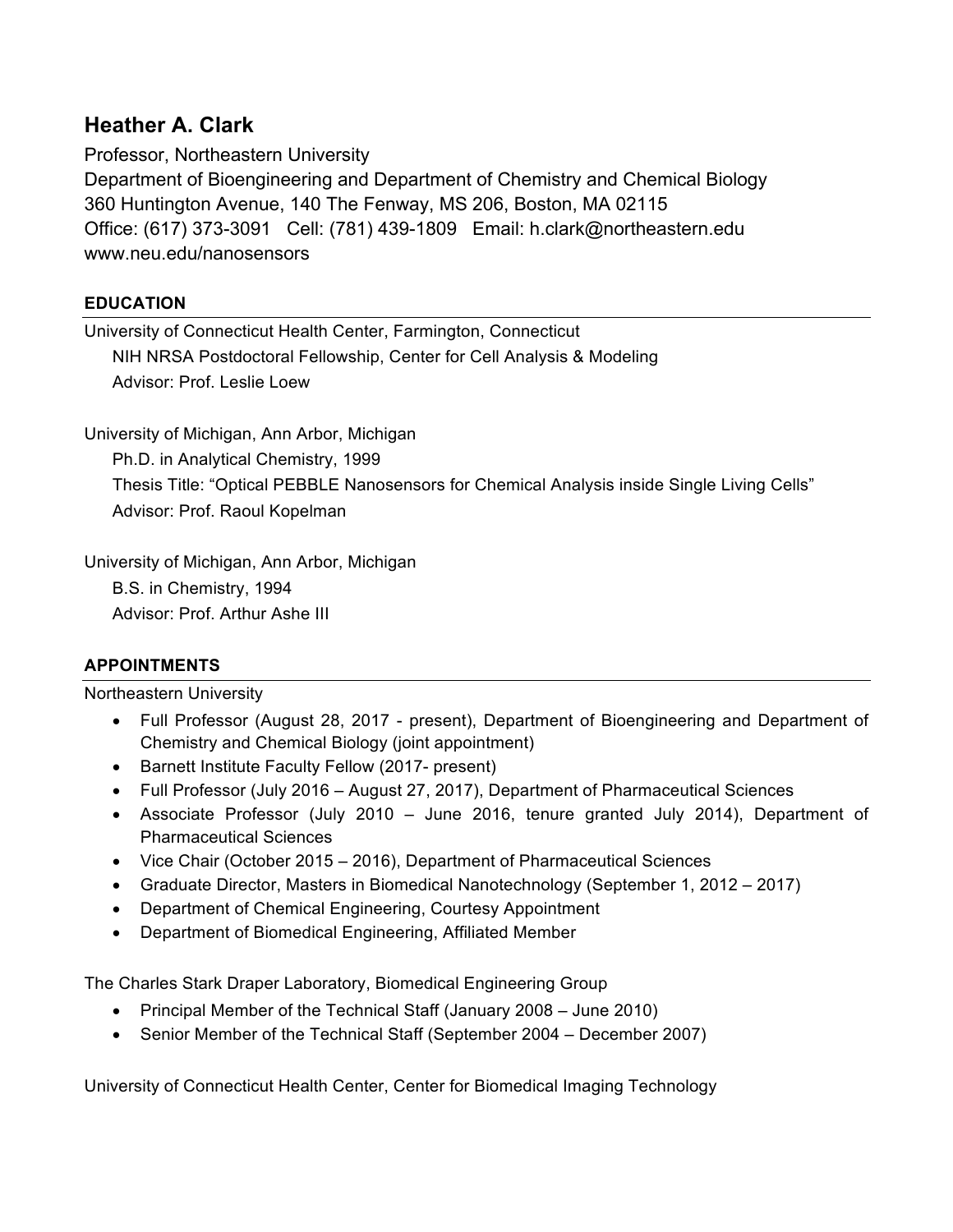# Heather A. Clark

Professor, Northeastern University
Department of Bioengineering and Department of Chemistry and Chemical Biology
360 Huntington Avenue, 140 The Fenway, MS 206, Boston, MA 02115
Office: (617) 373-3091 Cell: (781) 439-1809 Email: h.clark@northeastern.edu
www.neu.edu/nanosensors

## EDUCATION

University of Connecticut Health Center, Farmington, Connecticut
NIH NRSA Postdoctoral Fellowship, Center for Cell Analysis & Modeling
Advisor: Prof. Leslie Loew

University of Michigan, Ann Arbor, Michigan
Ph.D. in Analytical Chemistry, 1999
Thesis Title: "Optical PEBBLE Nanosensors for Chemical Analysis inside Single Living Cells"
Advisor: Prof. Raoul Kopelman

University of Michigan, Ann Arbor, Michigan
B.S. in Chemistry, 1994
Advisor: Prof. Arthur Ashe III

## APPOINTMENTS

Northeastern University

- Full Professor (August 28, 2017 - present), Department of Bioengineering and Department of Chemistry and Chemical Biology (joint appointment)
- Barnett Institute Faculty Fellow (2017- present)
- Full Professor (July 2016 – August 27, 2017), Department of Pharmaceutical Sciences
- Associate Professor (July 2010 – June 2016, tenure granted July 2014), Department of Pharmaceutical Sciences
- Vice Chair (October 2015 – 2016), Department of Pharmaceutical Sciences
- Graduate Director, Masters in Biomedical Nanotechnology (September 1, 2012 – 2017)
- Department of Chemical Engineering, Courtesy Appointment
- Department of Biomedical Engineering, Affiliated Member

The Charles Stark Draper Laboratory, Biomedical Engineering Group

- Principal Member of the Technical Staff (January 2008 – June 2010)
- Senior Member of the Technical Staff (September 2004 – December 2007)

University of Connecticut Health Center, Center for Biomedical Imaging Technology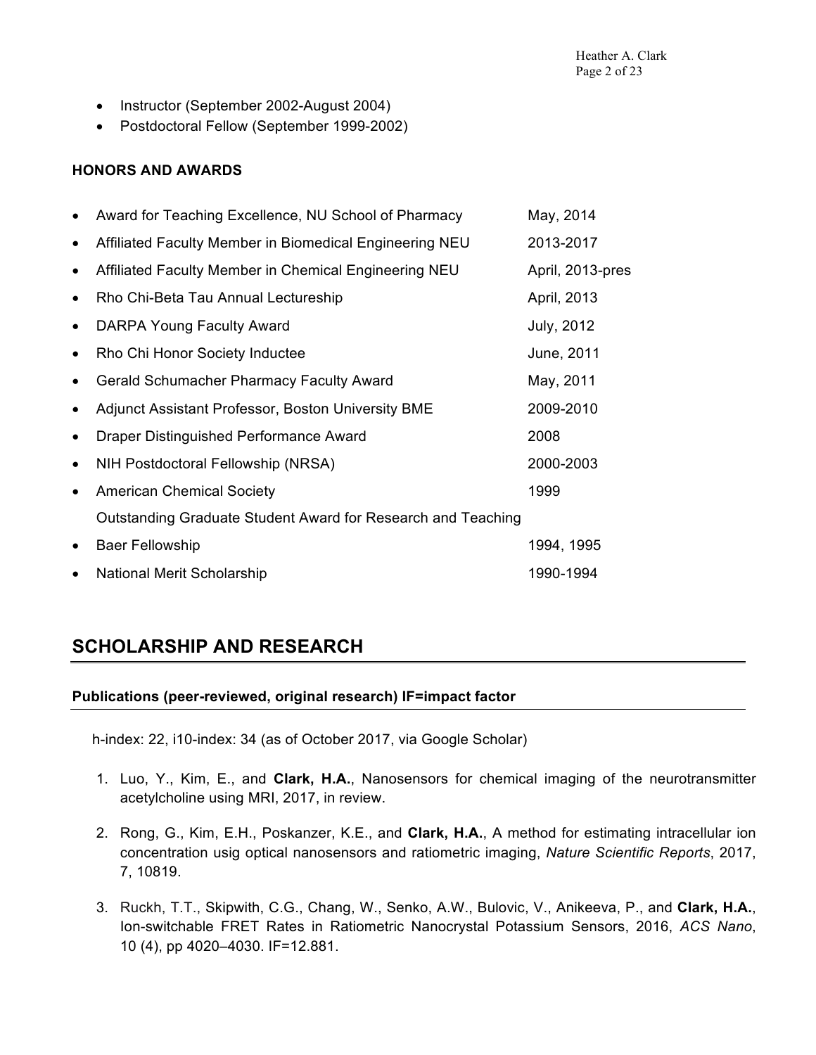- Instructor (September 2002-August 2004)
- Postdoctoral Fellow (September 1999-2002)

### HONORS AND AWARDS

- Award for Teaching Excellence, NU School of Pharmacy — May, 2014
- Affiliated Faculty Member in Biomedical Engineering NEU — 2013-2017
- Affiliated Faculty Member in Chemical Engineering NEU — April, 2013-pres
- Rho Chi-Beta Tau Annual Lectureship — April, 2013
- DARPA Young Faculty Award — July, 2012
- Rho Chi Honor Society Inductee — June, 2011
- Gerald Schumacher Pharmacy Faculty Award — May, 2011
- Adjunct Assistant Professor, Boston University BME — 2009-2010
- Draper Distinguished Performance Award — 2008
- NIH Postdoctoral Fellowship (NRSA) — 2000-2003
- American Chemical Society Outstanding Graduate Student Award for Research and Teaching — 1999
- Baer Fellowship — 1994, 1995
- National Merit Scholarship — 1990-1994

## SCHOLARSHIP AND RESEARCH

### Publications (peer-reviewed, original research) IF=impact factor

h-index: 22, i10-index: 34 (as of October 2017, via Google Scholar)

1. Luo, Y., Kim, E., and **Clark, H.A.**, Nanosensors for chemical imaging of the neurotransmitter acetylcholine using MRI, 2017, in review.

2. Rong, G., Kim, E.H., Poskanzer, K.E., and **Clark, H.A.**, A method for estimating intracellular ion concentration usig optical nanosensors and ratiometric imaging, *Nature Scientific Reports*, 2017, 7, 10819.

3. Ruckh, T.T., Skipwith, C.G., Chang, W., Senko, A.W., Bulovic, V., Anikeeva, P., and **Clark, H.A.**, Ion-switchable FRET Rates in Ratiometric Nanocrystal Potassium Sensors, 2016, *ACS Nano*, 10 (4), pp 4020–4030. IF=12.881.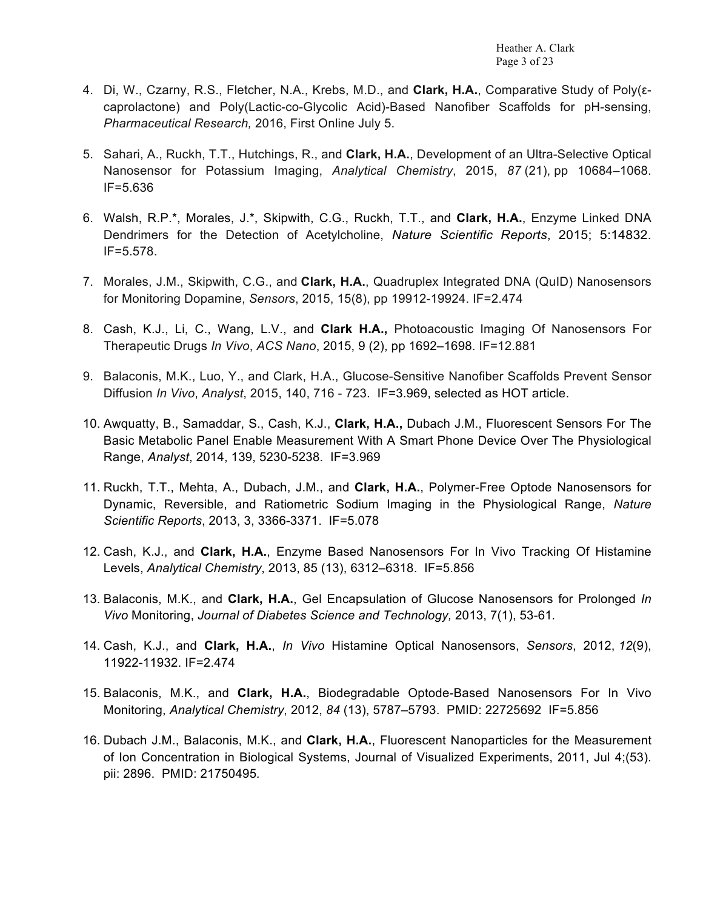4. Di, W., Czarny, R.S., Fletcher, N.A., Krebs, M.D., and **Clark, H.A.**, Comparative Study of Poly(ε-caprolactone) and Poly(Lactic-co-Glycolic Acid)-Based Nanofiber Scaffolds for pH-sensing, *Pharmaceutical Research,* 2016, First Online July 5.

5. Sahari, A., Ruckh, T.T., Hutchings, R., and **Clark, H.A.**, Development of an Ultra-Selective Optical Nanosensor for Potassium Imaging, *Analytical Chemistry*, 2015, *87* (21), pp 10684–1068. IF=5.636

6. Walsh, R.P.*, Morales, J.*, Skipwith, C.G., Ruckh, T.T., and **Clark, H.A.**, Enzyme Linked DNA Dendrimers for the Detection of Acetylcholine, *Nature Scientific Reports*, 2015; 5:14832. IF=5.578.

7. Morales, J.M., Skipwith, C.G., and **Clark, H.A.**, Quadruplex Integrated DNA (QuID) Nanosensors for Monitoring Dopamine, *Sensors*, 2015, 15(8), pp 19912-19924. IF=2.474

8. Cash, K.J., Li, C., Wang, L.V., and **Clark H.A.,** Photoacoustic Imaging Of Nanosensors For Therapeutic Drugs *In Vivo*, *ACS Nano*, 2015, 9 (2), pp 1692–1698. IF=12.881

9. Balaconis, M.K., Luo, Y., and Clark, H.A., Glucose-Sensitive Nanofiber Scaffolds Prevent Sensor Diffusion *In Vivo*, *Analyst*, 2015, 140, 716 - 723. IF=3.969, selected as HOT article.

10. Awquatty, B., Samaddar, S., Cash, K.J., **Clark, H.A.,** Dubach J.M., Fluorescent Sensors For The Basic Metabolic Panel Enable Measurement With A Smart Phone Device Over The Physiological Range, *Analyst*, 2014, 139, 5230-5238. IF=3.969

11. Ruckh, T.T., Mehta, A., Dubach, J.M., and **Clark, H.A.**, Polymer-Free Optode Nanosensors for Dynamic, Reversible, and Ratiometric Sodium Imaging in the Physiological Range, *Nature Scientific Reports*, 2013, 3, 3366-3371. IF=5.078

12. Cash, K.J., and **Clark, H.A.**, Enzyme Based Nanosensors For In Vivo Tracking Of Histamine Levels, *Analytical Chemistry*, 2013, 85 (13), 6312–6318. IF=5.856

13. Balaconis, M.K., and **Clark, H.A.**, Gel Encapsulation of Glucose Nanosensors for Prolonged *In Vivo* Monitoring, *Journal of Diabetes Science and Technology,* 2013, 7(1), 53-61.

14. Cash, K.J., and **Clark, H.A.**, *In Vivo* Histamine Optical Nanosensors, *Sensors*, 2012, *12*(9), 11922-11932. IF=2.474

15. Balaconis, M.K., and **Clark, H.A.**, Biodegradable Optode-Based Nanosensors For In Vivo Monitoring, *Analytical Chemistry*, 2012, *84* (13), 5787–5793. PMID: 22725692 IF=5.856

16. Dubach J.M., Balaconis, M.K., and **Clark, H.A.**, Fluorescent Nanoparticles for the Measurement of Ion Concentration in Biological Systems, Journal of Visualized Experiments, 2011, Jul 4;(53). pii: 2896. PMID: 21750495.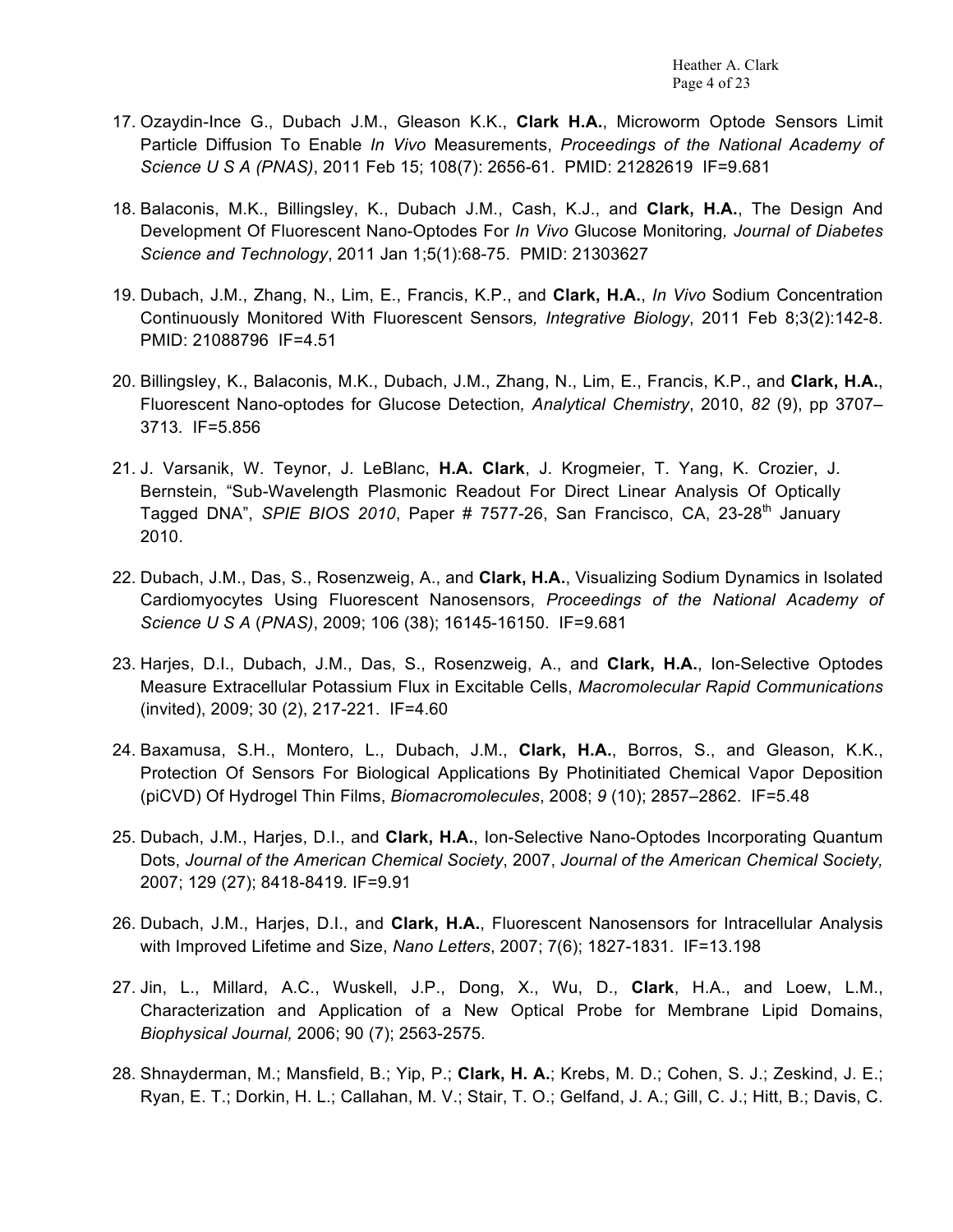17. Ozaydin-Ince G., Dubach J.M., Gleason K.K., **Clark H.A.**, Microworm Optode Sensors Limit Particle Diffusion To Enable *In Vivo* Measurements, *Proceedings of the National Academy of Science U S A (PNAS)*, 2011 Feb 15; 108(7): 2656-61. PMID: 21282619 IF=9.681

18. Balaconis, M.K., Billingsley, K., Dubach J.M., Cash, K.J., and **Clark, H.A.**, The Design And Development Of Fluorescent Nano-Optodes For *In Vivo* Glucose Monitoring*, Journal of Diabetes Science and Technology*, 2011 Jan 1;5(1):68-75. PMID: 21303627

19. Dubach, J.M., Zhang, N., Lim, E., Francis, K.P., and **Clark, H.A.**, *In Vivo* Sodium Concentration Continuously Monitored With Fluorescent Sensors*, Integrative Biology*, 2011 Feb 8;3(2):142-8. PMID: 21088796 IF=4.51

20. Billingsley, K., Balaconis, M.K., Dubach, J.M., Zhang, N., Lim, E., Francis, K.P., and **Clark, H.A.**, Fluorescent Nano-optodes for Glucose Detection*, Analytical Chemistry*, 2010, *82* (9), pp 3707–3713. IF=5.856

21. J. Varsanik, W. Teynor, J. LeBlanc, **H.A. Clark**, J. Krogmeier, T. Yang, K. Crozier, J. Bernstein, "Sub-Wavelength Plasmonic Readout For Direct Linear Analysis Of Optically Tagged DNA", *SPIE BIOS 2010*, Paper # 7577-26, San Francisco, CA, 23-28th January 2010.

22. Dubach, J.M., Das, S., Rosenzweig, A., and **Clark, H.A.**, Visualizing Sodium Dynamics in Isolated Cardiomyocytes Using Fluorescent Nanosensors, *Proceedings of the National Academy of Science U S A* (*PNAS)*, 2009; 106 (38); 16145-16150. IF=9.681

23. Harjes, D.I., Dubach, J.M., Das, S., Rosenzweig, A., and **Clark, H.A.**, Ion-Selective Optodes Measure Extracellular Potassium Flux in Excitable Cells, *Macromolecular Rapid Communications* (invited), 2009; 30 (2), 217-221. IF=4.60

24. Baxamusa, S.H., Montero, L., Dubach, J.M., **Clark, H.A.**, Borros, S., and Gleason, K.K., Protection Of Sensors For Biological Applications By Photinitiated Chemical Vapor Deposition (piCVD) Of Hydrogel Thin Films, *Biomacromolecules*, 2008; *9* (10); 2857–2862. IF=5.48

25. Dubach, J.M., Harjes, D.I., and **Clark, H.A.**, Ion-Selective Nano-Optodes Incorporating Quantum Dots, *Journal of the American Chemical Society*, 2007, *Journal of the American Chemical Society,* 2007; 129 (27); 8418-8419. IF=9.91

26. Dubach, J.M., Harjes, D.I., and **Clark, H.A.**, Fluorescent Nanosensors for Intracellular Analysis with Improved Lifetime and Size, *Nano Letters*, 2007; 7(6); 1827-1831. IF=13.198

27. Jin, L., Millard, A.C., Wuskell, J.P., Dong, X., Wu, D., **Clark**, H.A., and Loew, L.M., Characterization and Application of a New Optical Probe for Membrane Lipid Domains, *Biophysical Journal,* 2006; 90 (7); 2563-2575.

28. Shnayderman, M.; Mansfield, B.; Yip, P.; **Clark, H. A.**; Krebs, M. D.; Cohen, S. J.; Zeskind, J. E.; Ryan, E. T.; Dorkin, H. L.; Callahan, M. V.; Stair, T. O.; Gelfand, J. A.; Gill, C. J.; Hitt, B.; Davis, C.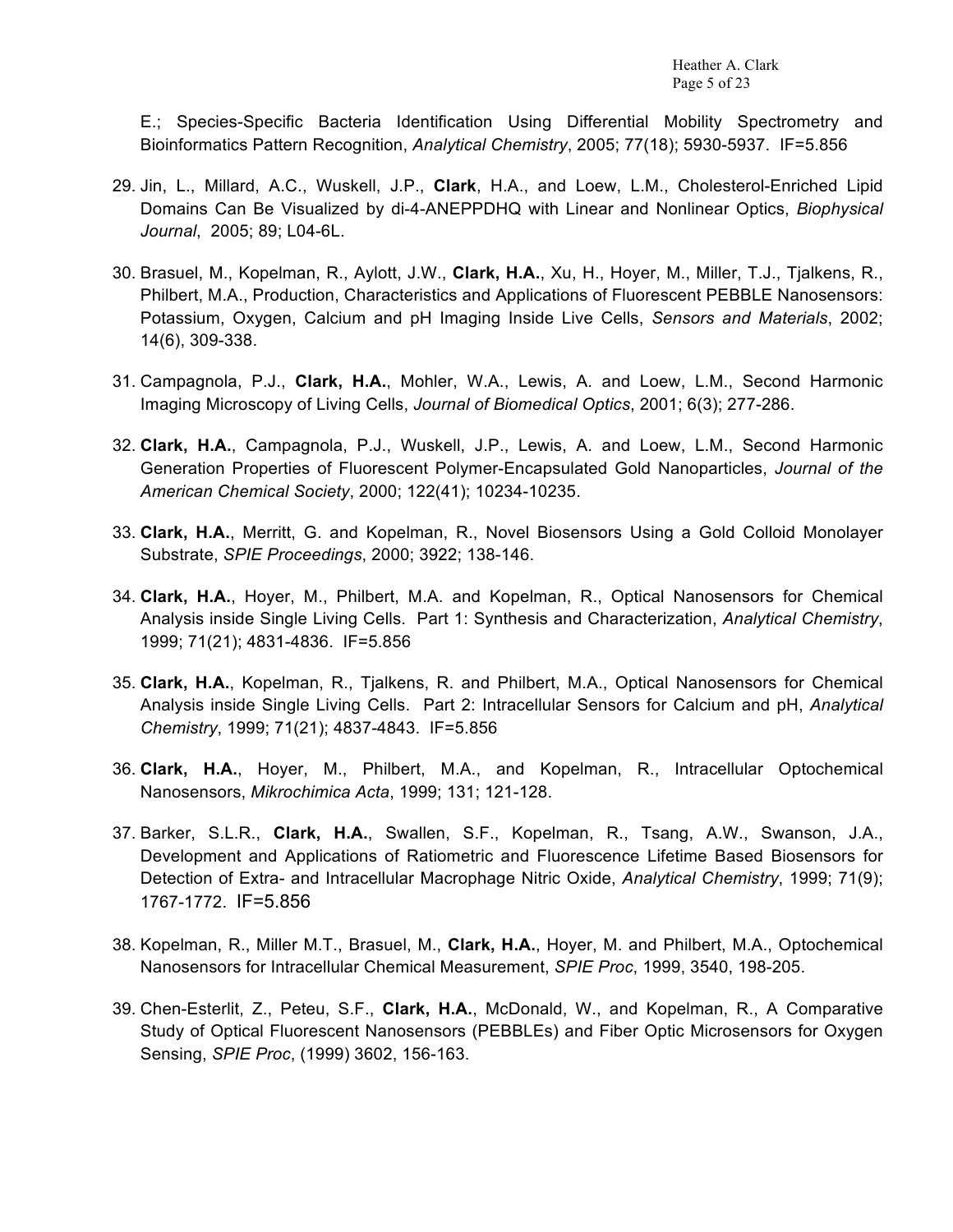E.; Species-Specific Bacteria Identification Using Differential Mobility Spectrometry and Bioinformatics Pattern Recognition, *Analytical Chemistry*, 2005; 77(18); 5930-5937. IF=5.856

29. Jin, L., Millard, A.C., Wuskell, J.P., **Clark**, H.A., and Loew, L.M., Cholesterol-Enriched Lipid Domains Can Be Visualized by di-4-ANEPPDHQ with Linear and Nonlinear Optics, *Biophysical Journal*, 2005; 89; L04-6L.

30. Brasuel, M., Kopelman, R., Aylott, J.W., **Clark, H.A.**, Xu, H., Hoyer, M., Miller, T.J., Tjalkens, R., Philbert, M.A., Production, Characteristics and Applications of Fluorescent PEBBLE Nanosensors: Potassium, Oxygen, Calcium and pH Imaging Inside Live Cells, *Sensors and Materials*, 2002; 14(6), 309-338.

31. Campagnola, P.J., **Clark, H.A.**, Mohler, W.A., Lewis, A. and Loew, L.M., Second Harmonic Imaging Microscopy of Living Cells, *Journal of Biomedical Optics*, 2001; 6(3); 277-286.

32. **Clark, H.A.**, Campagnola, P.J., Wuskell, J.P., Lewis, A. and Loew, L.M., Second Harmonic Generation Properties of Fluorescent Polymer-Encapsulated Gold Nanoparticles, *Journal of the American Chemical Society*, 2000; 122(41); 10234-10235.

33. **Clark, H.A.**, Merritt, G. and Kopelman, R., Novel Biosensors Using a Gold Colloid Monolayer Substrate, *SPIE Proceedings*, 2000; 3922; 138-146.

34. **Clark, H.A.**, Hoyer, M., Philbert, M.A. and Kopelman, R., Optical Nanosensors for Chemical Analysis inside Single Living Cells. Part 1: Synthesis and Characterization, *Analytical Chemistry*, 1999; 71(21); 4831-4836. IF=5.856

35. **Clark, H.A.**, Kopelman, R., Tjalkens, R. and Philbert, M.A., Optical Nanosensors for Chemical Analysis inside Single Living Cells. Part 2: Intracellular Sensors for Calcium and pH, *Analytical Chemistry*, 1999; 71(21); 4837-4843. IF=5.856

36. **Clark, H.A.**, Hoyer, M., Philbert, M.A., and Kopelman, R., Intracellular Optochemical Nanosensors, *Mikrochimica Acta*, 1999; 131; 121-128.

37. Barker, S.L.R., **Clark, H.A.**, Swallen, S.F., Kopelman, R., Tsang, A.W., Swanson, J.A., Development and Applications of Ratiometric and Fluorescence Lifetime Based Biosensors for Detection of Extra- and Intracellular Macrophage Nitric Oxide, *Analytical Chemistry*, 1999; 71(9); 1767-1772. IF=5.856

38. Kopelman, R., Miller M.T., Brasuel, M., **Clark, H.A.**, Hoyer, M. and Philbert, M.A., Optochemical Nanosensors for Intracellular Chemical Measurement, *SPIE Proc*, 1999, 3540, 198-205.

39. Chen-Esterlit, Z., Peteu, S.F., **Clark, H.A.**, McDonald, W., and Kopelman, R., A Comparative Study of Optical Fluorescent Nanosensors (PEBBLEs) and Fiber Optic Microsensors for Oxygen Sensing, *SPIE Proc*, (1999) 3602, 156-163.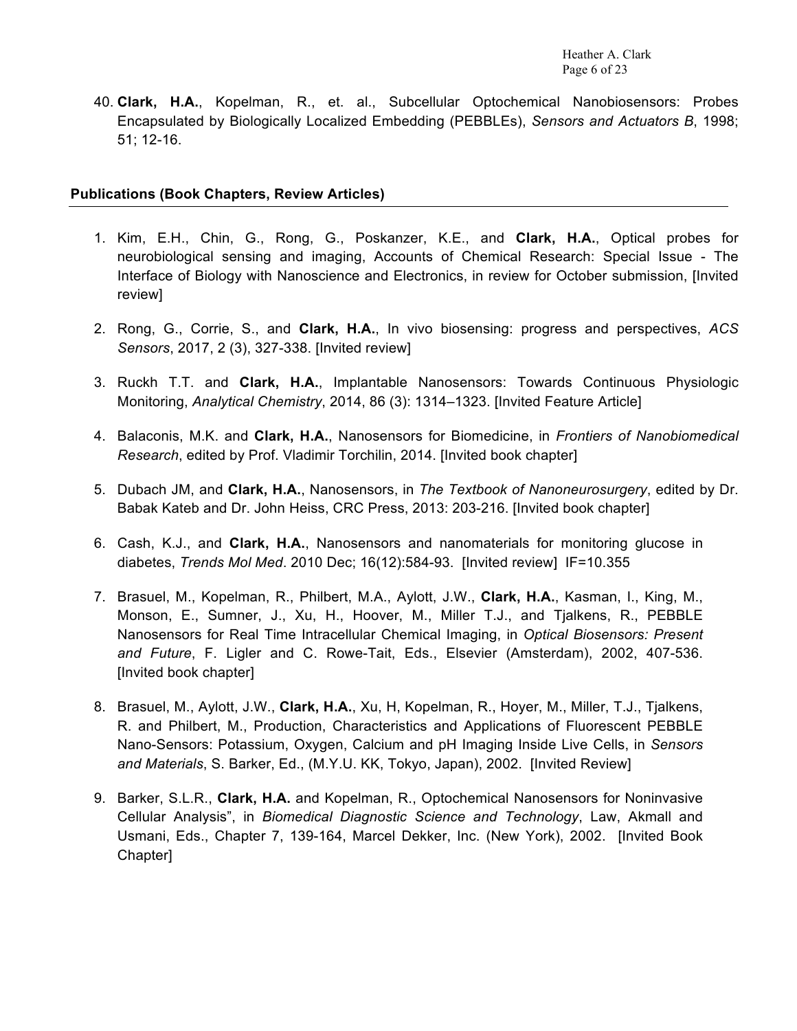40. **Clark, H.A.**, Kopelman, R., et. al., Subcellular Optochemical Nanobiosensors: Probes Encapsulated by Biologically Localized Embedding (PEBBLEs), *Sensors and Actuators B*, 1998; 51; 12-16.

## Publications (Book Chapters, Review Articles)

1. Kim, E.H., Chin, G., Rong, G., Poskanzer, K.E., and **Clark, H.A.**, Optical probes for neurobiological sensing and imaging, Accounts of Chemical Research: Special Issue - The Interface of Biology with Nanoscience and Electronics, in review for October submission, [Invited review]

2. Rong, G., Corrie, S., and **Clark, H.A.**, In vivo biosensing: progress and perspectives, *ACS Sensors*, 2017, 2 (3), 327-338. [Invited review]

3. Ruckh T.T. and **Clark, H.A.**, Implantable Nanosensors: Towards Continuous Physiologic Monitoring, *Analytical Chemistry*, 2014, 86 (3): 1314–1323. [Invited Feature Article]

4. Balaconis, M.K. and **Clark, H.A.**, Nanosensors for Biomedicine, in *Frontiers of Nanobiomedical Research*, edited by Prof. Vladimir Torchilin, 2014. [Invited book chapter]

5. Dubach JM, and **Clark, H.A.**, Nanosensors, in *The Textbook of Nanoneurosurgery*, edited by Dr. Babak Kateb and Dr. John Heiss, CRC Press, 2013: 203-216. [Invited book chapter]

6. Cash, K.J., and **Clark, H.A.**, Nanosensors and nanomaterials for monitoring glucose in diabetes, *Trends Mol Med*. 2010 Dec; 16(12):584-93. [Invited review] IF=10.355

7. Brasuel, M., Kopelman, R., Philbert, M.A., Aylott, J.W., **Clark, H.A.**, Kasman, I., King, M., Monson, E., Sumner, J., Xu, H., Hoover, M., Miller T.J., and Tjalkens, R., PEBBLE Nanosensors for Real Time Intracellular Chemical Imaging, in *Optical Biosensors: Present and Future*, F. Ligler and C. Rowe-Tait, Eds., Elsevier (Amsterdam), 2002, 407-536. [Invited book chapter]

8. Brasuel, M., Aylott, J.W., **Clark, H.A.**, Xu, H, Kopelman, R., Hoyer, M., Miller, T.J., Tjalkens, R. and Philbert, M., Production, Characteristics and Applications of Fluorescent PEBBLE Nano-Sensors: Potassium, Oxygen, Calcium and pH Imaging Inside Live Cells, in *Sensors and Materials*, S. Barker, Ed., (M.Y.U. KK, Tokyo, Japan), 2002. [Invited Review]

9. Barker, S.L.R., **Clark, H.A.** and Kopelman, R., Optochemical Nanosensors for Noninvasive Cellular Analysis", in *Biomedical Diagnostic Science and Technology*, Law, Akmall and Usmani, Eds., Chapter 7, 139-164, Marcel Dekker, Inc. (New York), 2002. [Invited Book Chapter]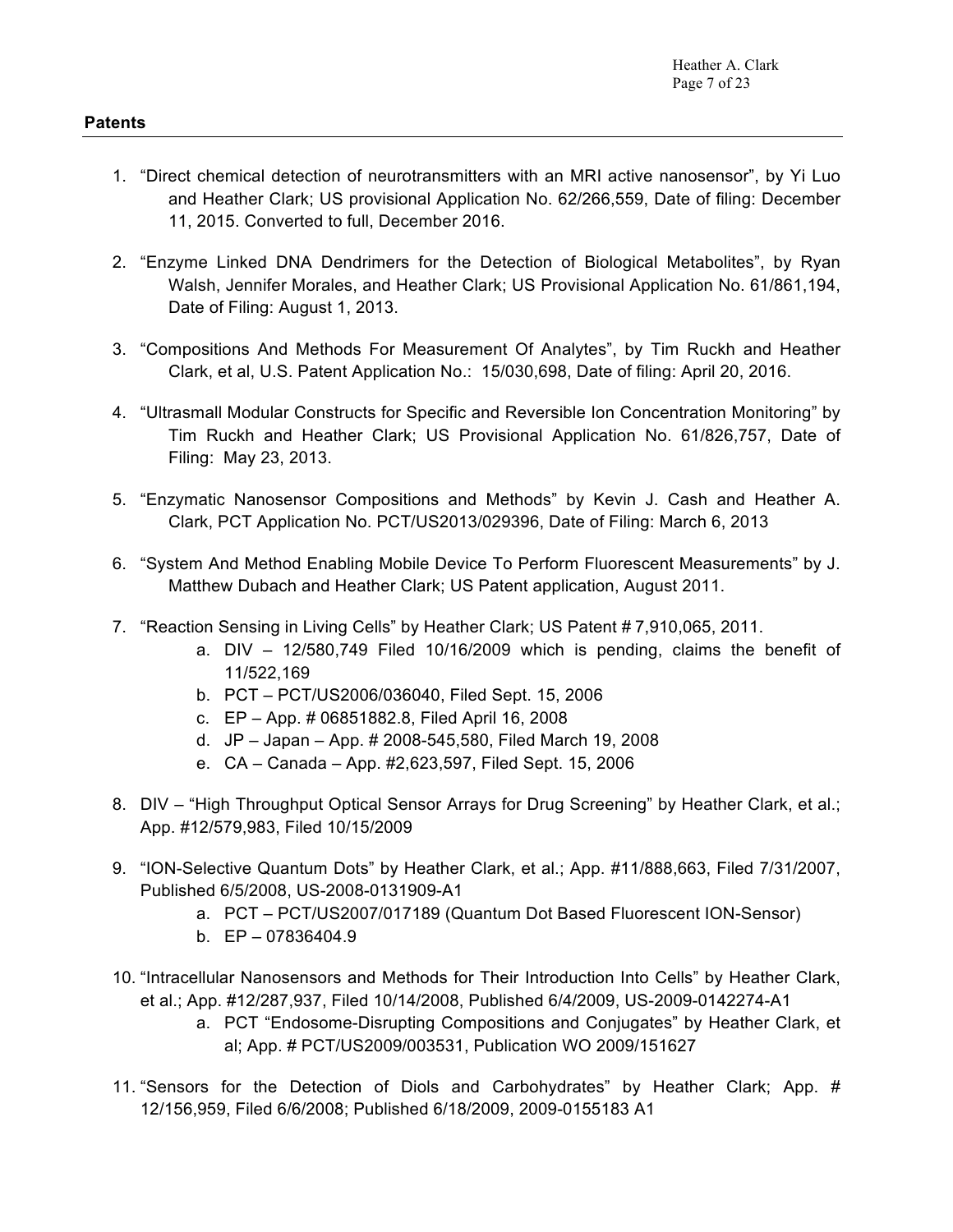## Patents

1. "Direct chemical detection of neurotransmitters with an MRI active nanosensor", by Yi Luo and Heather Clark; US provisional Application No. 62/266,559, Date of filing: December 11, 2015. Converted to full, December 2016.

2. "Enzyme Linked DNA Dendrimers for the Detection of Biological Metabolites", by Ryan Walsh, Jennifer Morales, and Heather Clark; US Provisional Application No. 61/861,194, Date of Filing: August 1, 2013.

3. "Compositions And Methods For Measurement Of Analytes", by Tim Ruckh and Heather Clark, et al, U.S. Patent Application No.: 15/030,698, Date of filing: April 20, 2016.

4. "Ultrasmall Modular Constructs for Specific and Reversible Ion Concentration Monitoring" by Tim Ruckh and Heather Clark; US Provisional Application No. 61/826,757, Date of Filing: May 23, 2013.

5. "Enzymatic Nanosensor Compositions and Methods" by Kevin J. Cash and Heather A. Clark, PCT Application No. PCT/US2013/029396, Date of Filing: March 6, 2013

6. "System And Method Enabling Mobile Device To Perform Fluorescent Measurements" by J. Matthew Dubach and Heather Clark; US Patent application, August 2011.

7. "Reaction Sensing in Living Cells" by Heather Clark; US Patent # 7,910,065, 2011.
    a. DIV – 12/580,749 Filed 10/16/2009 which is pending, claims the benefit of 11/522,169
    b. PCT – PCT/US2006/036040, Filed Sept. 15, 2006
    c. EP – App. # 06851882.8, Filed April 16, 2008
    d. JP – Japan – App. # 2008-545,580, Filed March 19, 2008
    e. CA – Canada – App. #2,623,597, Filed Sept. 15, 2006

8. DIV – "High Throughput Optical Sensor Arrays for Drug Screening" by Heather Clark, et al.; App. #12/579,983, Filed 10/15/2009

9. "ION-Selective Quantum Dots" by Heather Clark, et al.; App. #11/888,663, Filed 7/31/2007, Published 6/5/2008, US-2008-0131909-A1
    a. PCT – PCT/US2007/017189 (Quantum Dot Based Fluorescent ION-Sensor)
    b. EP – 07836404.9

10. "Intracellular Nanosensors and Methods for Their Introduction Into Cells" by Heather Clark, et al.; App. #12/287,937, Filed 10/14/2008, Published 6/4/2009, US-2009-0142274-A1
    a. PCT "Endosome-Disrupting Compositions and Conjugates" by Heather Clark, et al; App. # PCT/US2009/003531, Publication WO 2009/151627

11. "Sensors for the Detection of Diols and Carbohydrates" by Heather Clark; App. # 12/156,959, Filed 6/6/2008; Published 6/18/2009, 2009-0155183 A1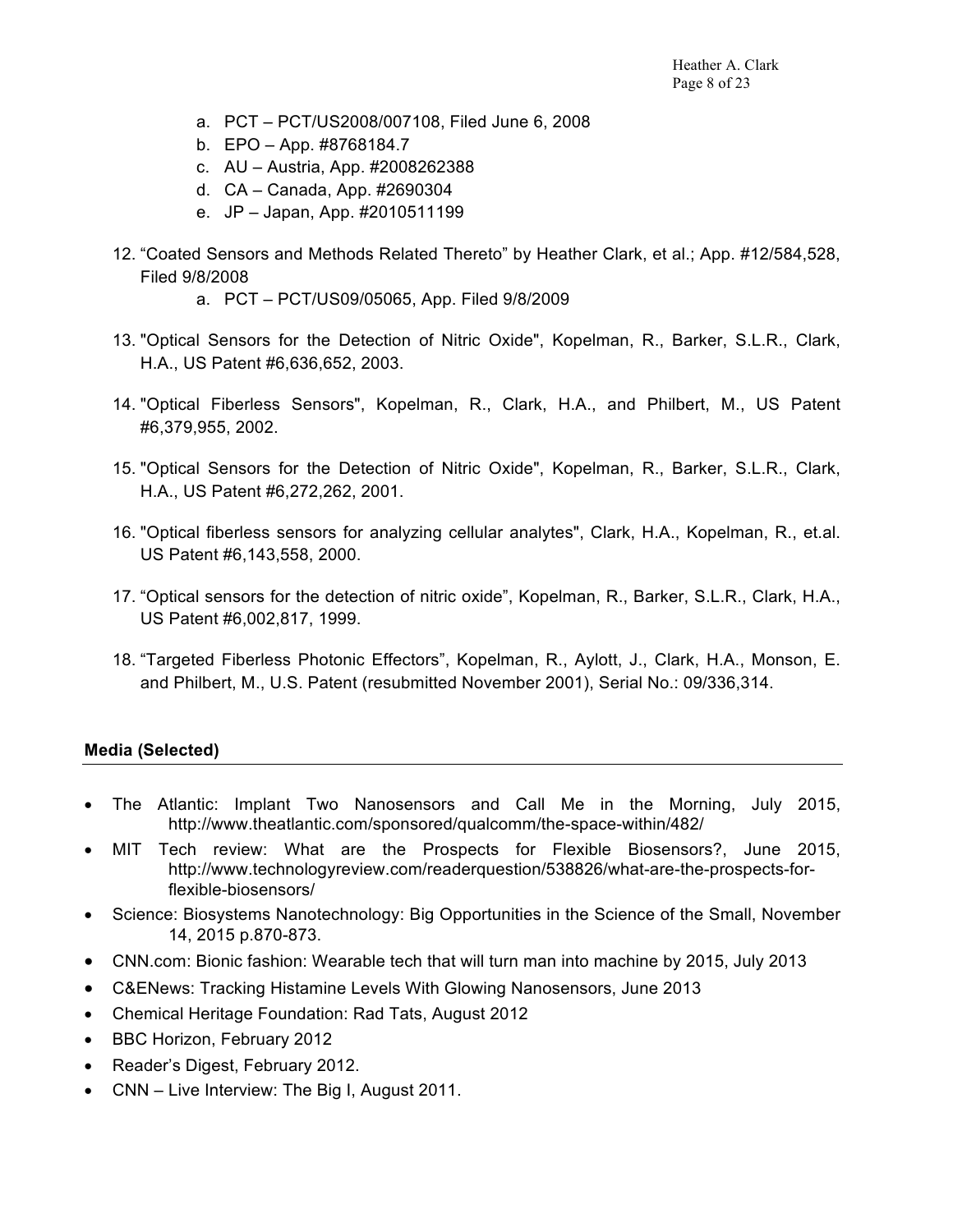a. PCT – PCT/US2008/007108, Filed June 6, 2008
   b. EPO – App. #8768184.7
   c. AU – Austria, App. #2008262388
   d. CA – Canada, App. #2690304
   e. JP – Japan, App. #2010511199

12. "Coated Sensors and Methods Related Thereto" by Heather Clark, et al.; App. #12/584,528, Filed 9/8/2008
    a. PCT – PCT/US09/05065, App. Filed 9/8/2009

13. "Optical Sensors for the Detection of Nitric Oxide", Kopelman, R., Barker, S.L.R., Clark, H.A., US Patent #6,636,652, 2003.

14. "Optical Fiberless Sensors", Kopelman, R., Clark, H.A., and Philbert, M., US Patent #6,379,955, 2002.

15. "Optical Sensors for the Detection of Nitric Oxide", Kopelman, R., Barker, S.L.R., Clark, H.A., US Patent #6,272,262, 2001.

16. "Optical fiberless sensors for analyzing cellular analytes", Clark, H.A., Kopelman, R., et.al. US Patent #6,143,558, 2000.

17. "Optical sensors for the detection of nitric oxide", Kopelman, R., Barker, S.L.R., Clark, H.A., US Patent #6,002,817, 1999.

18. "Targeted Fiberless Photonic Effectors", Kopelman, R., Aylott, J., Clark, H.A., Monson, E. and Philbert, M., U.S. Patent (resubmitted November 2001), Serial No.: 09/336,314.

## Media (Selected)

- The Atlantic: Implant Two Nanosensors and Call Me in the Morning, July 2015, http://www.theatlantic.com/sponsored/qualcomm/the-space-within/482/
- MIT Tech review: What are the Prospects for Flexible Biosensors?, June 2015, http://www.technologyreview.com/readerquestion/538826/what-are-the-prospects-for-flexible-biosensors/
- Science: Biosystems Nanotechnology: Big Opportunities in the Science of the Small, November 14, 2015 p.870-873.
- CNN.com: Bionic fashion: Wearable tech that will turn man into machine by 2015, July 2013
- C&ENews: Tracking Histamine Levels With Glowing Nanosensors, June 2013
- Chemical Heritage Foundation: Rad Tats, August 2012
- BBC Horizon, February 2012
- Reader's Digest, February 2012.
- CNN – Live Interview: The Big I, August 2011.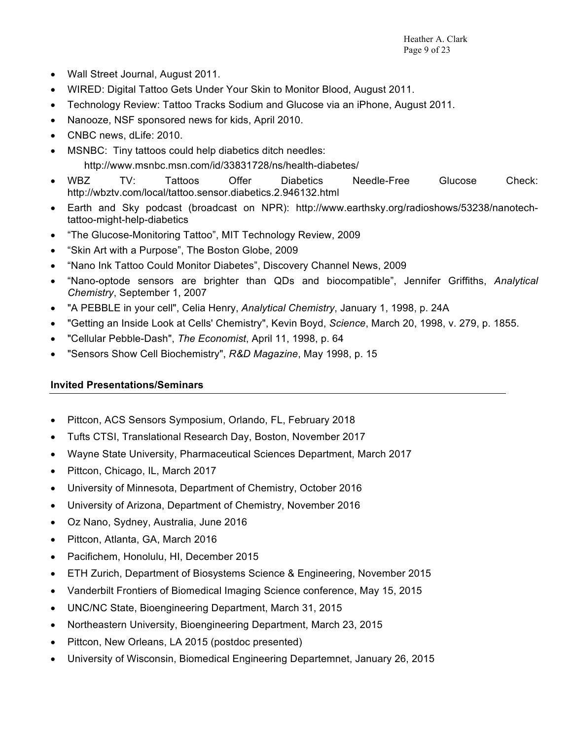- Wall Street Journal, August 2011.
- WIRED: Digital Tattoo Gets Under Your Skin to Monitor Blood, August 2011.
- Technology Review: Tattoo Tracks Sodium and Glucose via an iPhone, August 2011.
- Nanooze, NSF sponsored news for kids, April 2010.
- CNBC news, dLife: 2010.
- MSNBC: Tiny tattoos could help diabetics ditch needles: http://www.msnbc.msn.com/id/33831728/ns/health-diabetes/
- WBZ TV: Tattoos Offer Diabetics Needle-Free Glucose Check: http://wbztv.com/local/tattoo.sensor.diabetics.2.946132.html
- Earth and Sky podcast (broadcast on NPR): http://www.earthsky.org/radioshows/53238/nanotech-tattoo-might-help-diabetics
- "The Glucose-Monitoring Tattoo", MIT Technology Review, 2009
- "Skin Art with a Purpose", The Boston Globe, 2009
- "Nano Ink Tattoo Could Monitor Diabetes", Discovery Channel News, 2009
- "Nano-optode sensors are brighter than QDs and biocompatible", Jennifer Griffiths, *Analytical Chemistry*, September 1, 2007
- "A PEBBLE in your cell", Celia Henry, *Analytical Chemistry*, January 1, 1998, p. 24A
- "Getting an Inside Look at Cells' Chemistry", Kevin Boyd, *Science*, March 20, 1998, v. 279, p. 1855.
- "Cellular Pebble-Dash", *The Economist*, April 11, 1998, p. 64
- "Sensors Show Cell Biochemistry", *R&D Magazine*, May 1998, p. 15

**Invited Presentations/Seminars**

- Pittcon, ACS Sensors Symposium, Orlando, FL, February 2018
- Tufts CTSI, Translational Research Day, Boston, November 2017
- Wayne State University, Pharmaceutical Sciences Department, March 2017
- Pittcon, Chicago, IL, March 2017
- University of Minnesota, Department of Chemistry, October 2016
- University of Arizona, Department of Chemistry, November 2016
- Oz Nano, Sydney, Australia, June 2016
- Pittcon, Atlanta, GA, March 2016
- Pacifichem, Honolulu, HI, December 2015
- ETH Zurich, Department of Biosystems Science & Engineering, November 2015
- Vanderbilt Frontiers of Biomedical Imaging Science conference, May 15, 2015
- UNC/NC State, Bioengineering Department, March 31, 2015
- Northeastern University, Bioengineering Department, March 23, 2015
- Pittcon, New Orleans, LA 2015 (postdoc presented)
- University of Wisconsin, Biomedical Engineering Departemnet, January 26, 2015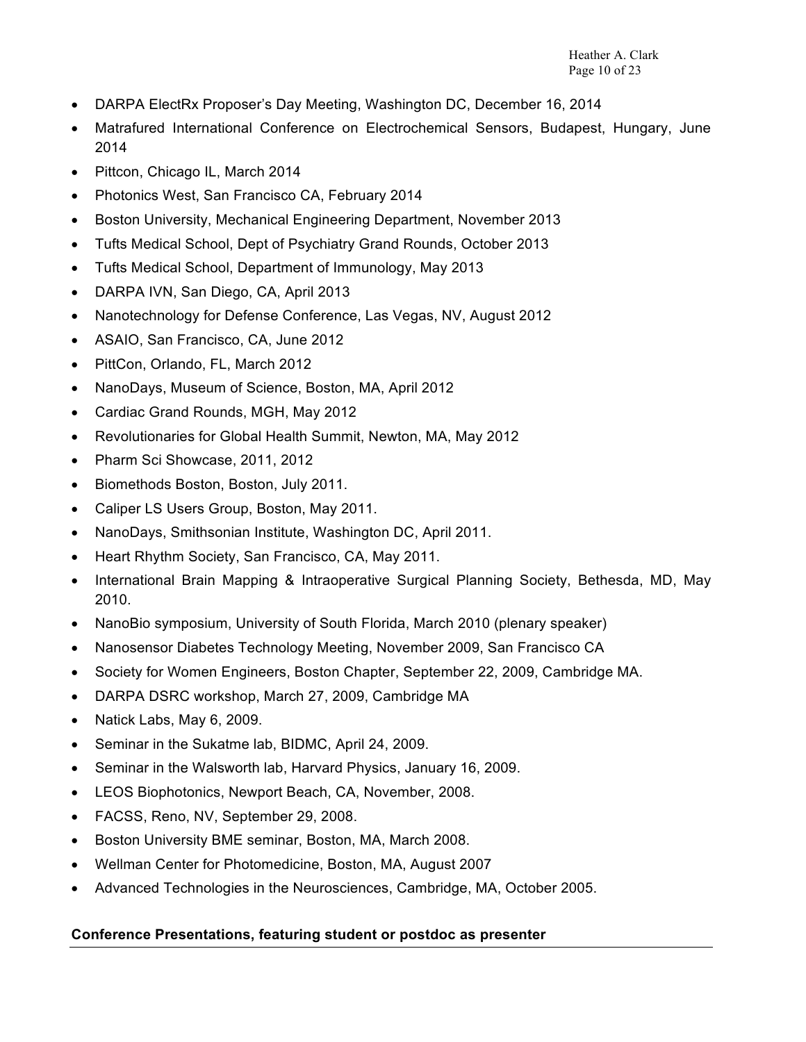- DARPA ElectRx Proposer's Day Meeting, Washington DC, December 16, 2014
- Matrafured International Conference on Electrochemical Sensors, Budapest, Hungary, June 2014
- Pittcon, Chicago IL, March 2014
- Photonics West, San Francisco CA, February 2014
- Boston University, Mechanical Engineering Department, November 2013
- Tufts Medical School, Dept of Psychiatry Grand Rounds, October 2013
- Tufts Medical School, Department of Immunology, May 2013
- DARPA IVN, San Diego, CA, April 2013
- Nanotechnology for Defense Conference, Las Vegas, NV, August 2012
- ASAIO, San Francisco, CA, June 2012
- PittCon, Orlando, FL, March 2012
- NanoDays, Museum of Science, Boston, MA, April 2012
- Cardiac Grand Rounds, MGH, May 2012
- Revolutionaries for Global Health Summit, Newton, MA, May 2012
- Pharm Sci Showcase, 2011, 2012
- Biomethods Boston, Boston, July 2011.
- Caliper LS Users Group, Boston, May 2011.
- NanoDays, Smithsonian Institute, Washington DC, April 2011.
- Heart Rhythm Society, San Francisco, CA, May 2011.
- International Brain Mapping & Intraoperative Surgical Planning Society, Bethesda, MD, May 2010.
- NanoBio symposium, University of South Florida, March 2010 (plenary speaker)
- Nanosensor Diabetes Technology Meeting, November 2009, San Francisco CA
- Society for Women Engineers, Boston Chapter, September 22, 2009, Cambridge MA.
- DARPA DSRC workshop, March 27, 2009, Cambridge MA
- Natick Labs, May 6, 2009.
- Seminar in the Sukatme lab, BIDMC, April 24, 2009.
- Seminar in the Walsworth lab, Harvard Physics, January 16, 2009.
- LEOS Biophotonics, Newport Beach, CA, November, 2008.
- FACSS, Reno, NV, September 29, 2008.
- Boston University BME seminar, Boston, MA, March 2008.
- Wellman Center for Photomedicine, Boston, MA, August 2007
- Advanced Technologies in the Neurosciences, Cambridge, MA, October 2005.

**Conference Presentations, featuring student or postdoc as presenter**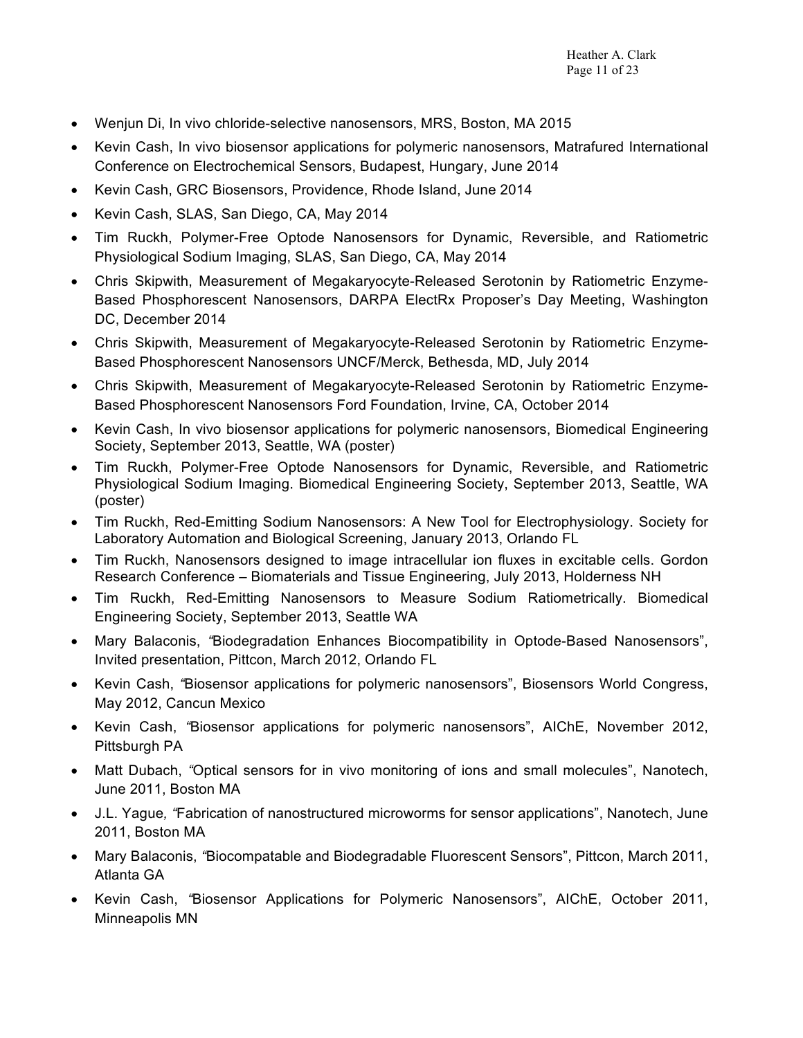- Wenjun Di, In vivo chloride-selective nanosensors, MRS, Boston, MA 2015
- Kevin Cash, In vivo biosensor applications for polymeric nanosensors, Matrafured International Conference on Electrochemical Sensors, Budapest, Hungary, June 2014
- Kevin Cash, GRC Biosensors, Providence, Rhode Island, June 2014
- Kevin Cash, SLAS, San Diego, CA, May 2014
- Tim Ruckh, Polymer-Free Optode Nanosensors for Dynamic, Reversible, and Ratiometric Physiological Sodium Imaging, SLAS, San Diego, CA, May 2014
- Chris Skipwith, Measurement of Megakaryocyte-Released Serotonin by Ratiometric Enzyme-Based Phosphorescent Nanosensors, DARPA ElectRx Proposer's Day Meeting, Washington DC, December 2014
- Chris Skipwith, Measurement of Megakaryocyte-Released Serotonin by Ratiometric Enzyme-Based Phosphorescent Nanosensors UNCF/Merck, Bethesda, MD, July 2014
- Chris Skipwith, Measurement of Megakaryocyte-Released Serotonin by Ratiometric Enzyme-Based Phosphorescent Nanosensors Ford Foundation, Irvine, CA, October 2014
- Kevin Cash, In vivo biosensor applications for polymeric nanosensors, Biomedical Engineering Society, September 2013, Seattle, WA (poster)
- Tim Ruckh, Polymer-Free Optode Nanosensors for Dynamic, Reversible, and Ratiometric Physiological Sodium Imaging. Biomedical Engineering Society, September 2013, Seattle, WA (poster)
- Tim Ruckh, Red-Emitting Sodium Nanosensors: A New Tool for Electrophysiology. Society for Laboratory Automation and Biological Screening, January 2013, Orlando FL
- Tim Ruckh, Nanosensors designed to image intracellular ion fluxes in excitable cells. Gordon Research Conference – Biomaterials and Tissue Engineering, July 2013, Holderness NH
- Tim Ruckh, Red-Emitting Nanosensors to Measure Sodium Ratiometrically. Biomedical Engineering Society, September 2013, Seattle WA
- Mary Balaconis, "Biodegradation Enhances Biocompatibility in Optode-Based Nanosensors", Invited presentation, Pittcon, March 2012, Orlando FL
- Kevin Cash, "Biosensor applications for polymeric nanosensors", Biosensors World Congress, May 2012, Cancun Mexico
- Kevin Cash, "Biosensor applications for polymeric nanosensors", AIChE, November 2012, Pittsburgh PA
- Matt Dubach, "Optical sensors for in vivo monitoring of ions and small molecules", Nanotech, June 2011, Boston MA
- J.L. Yague*,* "Fabrication of nanostructured microworms for sensor applications", Nanotech, June 2011, Boston MA
- Mary Balaconis, "Biocompatable and Biodegradable Fluorescent Sensors", Pittcon, March 2011, Atlanta GA
- Kevin Cash, "Biosensor Applications for Polymeric Nanosensors", AIChE, October 2011, Minneapolis MN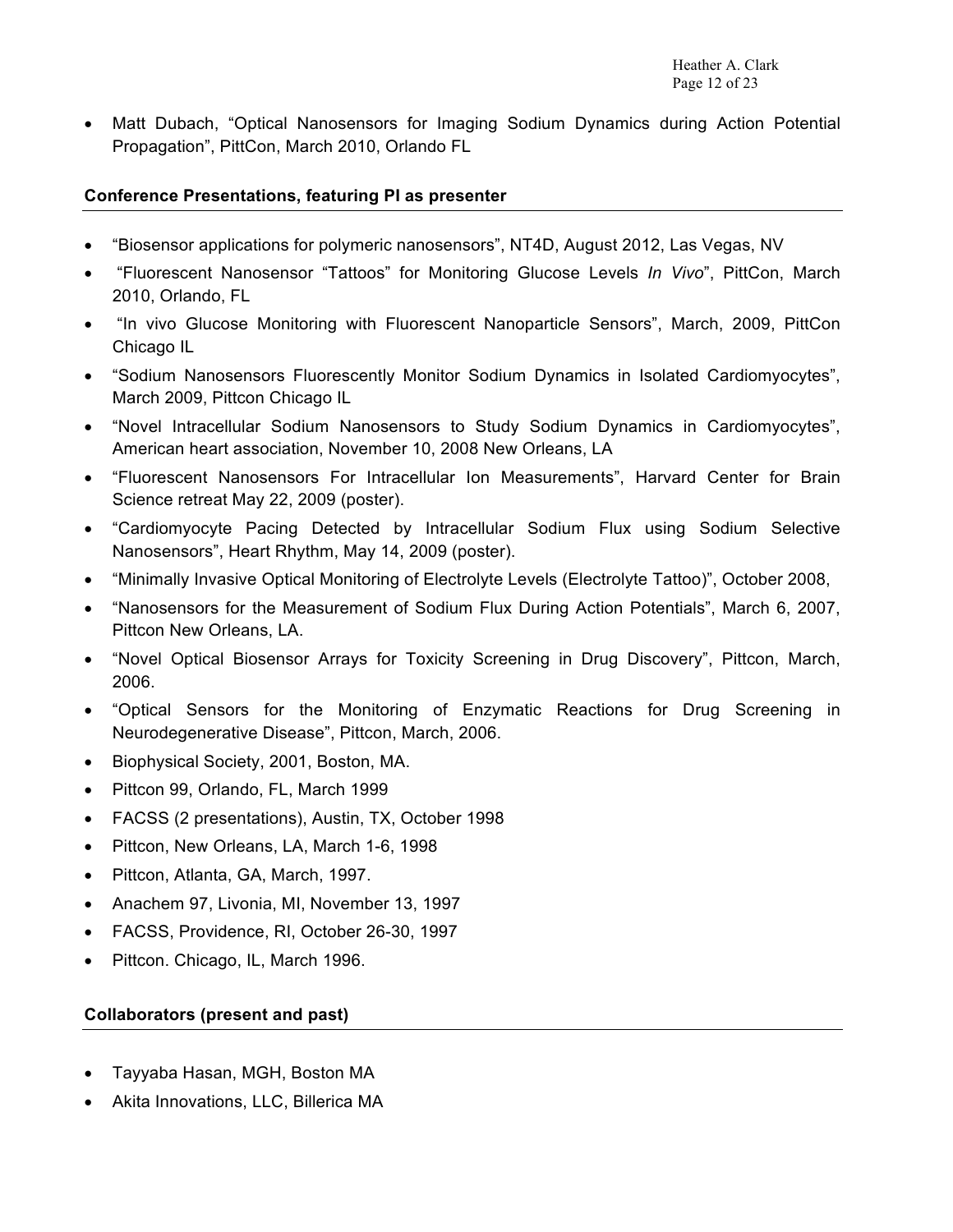- Matt Dubach, "Optical Nanosensors for Imaging Sodium Dynamics during Action Potential Propagation", PittCon, March 2010, Orlando FL

**Conference Presentations, featuring PI as presenter**

- "Biosensor applications for polymeric nanosensors", NT4D, August 2012, Las Vegas, NV
- "Fluorescent Nanosensor "Tattoos" for Monitoring Glucose Levels *In Vivo*", PittCon, March 2010, Orlando, FL
- "In vivo Glucose Monitoring with Fluorescent Nanoparticle Sensors", March, 2009, PittCon Chicago IL
- "Sodium Nanosensors Fluorescently Monitor Sodium Dynamics in Isolated Cardiomyocytes", March 2009, Pittcon Chicago IL
- "Novel Intracellular Sodium Nanosensors to Study Sodium Dynamics in Cardiomyocytes", American heart association, November 10, 2008 New Orleans, LA
- "Fluorescent Nanosensors For Intracellular Ion Measurements", Harvard Center for Brain Science retreat May 22, 2009 (poster).
- "Cardiomyocyte Pacing Detected by Intracellular Sodium Flux using Sodium Selective Nanosensors", Heart Rhythm, May 14, 2009 (poster).
- "Minimally Invasive Optical Monitoring of Electrolyte Levels (Electrolyte Tattoo)", October 2008,
- "Nanosensors for the Measurement of Sodium Flux During Action Potentials", March 6, 2007, Pittcon New Orleans, LA.
- "Novel Optical Biosensor Arrays for Toxicity Screening in Drug Discovery", Pittcon, March, 2006.
- "Optical Sensors for the Monitoring of Enzymatic Reactions for Drug Screening in Neurodegenerative Disease", Pittcon, March, 2006.
- Biophysical Society, 2001, Boston, MA.
- Pittcon 99, Orlando, FL, March 1999
- FACSS (2 presentations), Austin, TX, October 1998
- Pittcon, New Orleans, LA, March 1-6, 1998
- Pittcon, Atlanta, GA, March, 1997.
- Anachem 97, Livonia, MI, November 13, 1997
- FACSS, Providence, RI, October 26-30, 1997
- Pittcon. Chicago, IL, March 1996.

**Collaborators (present and past)**

- Tayyaba Hasan, MGH, Boston MA
- Akita Innovations, LLC, Billerica MA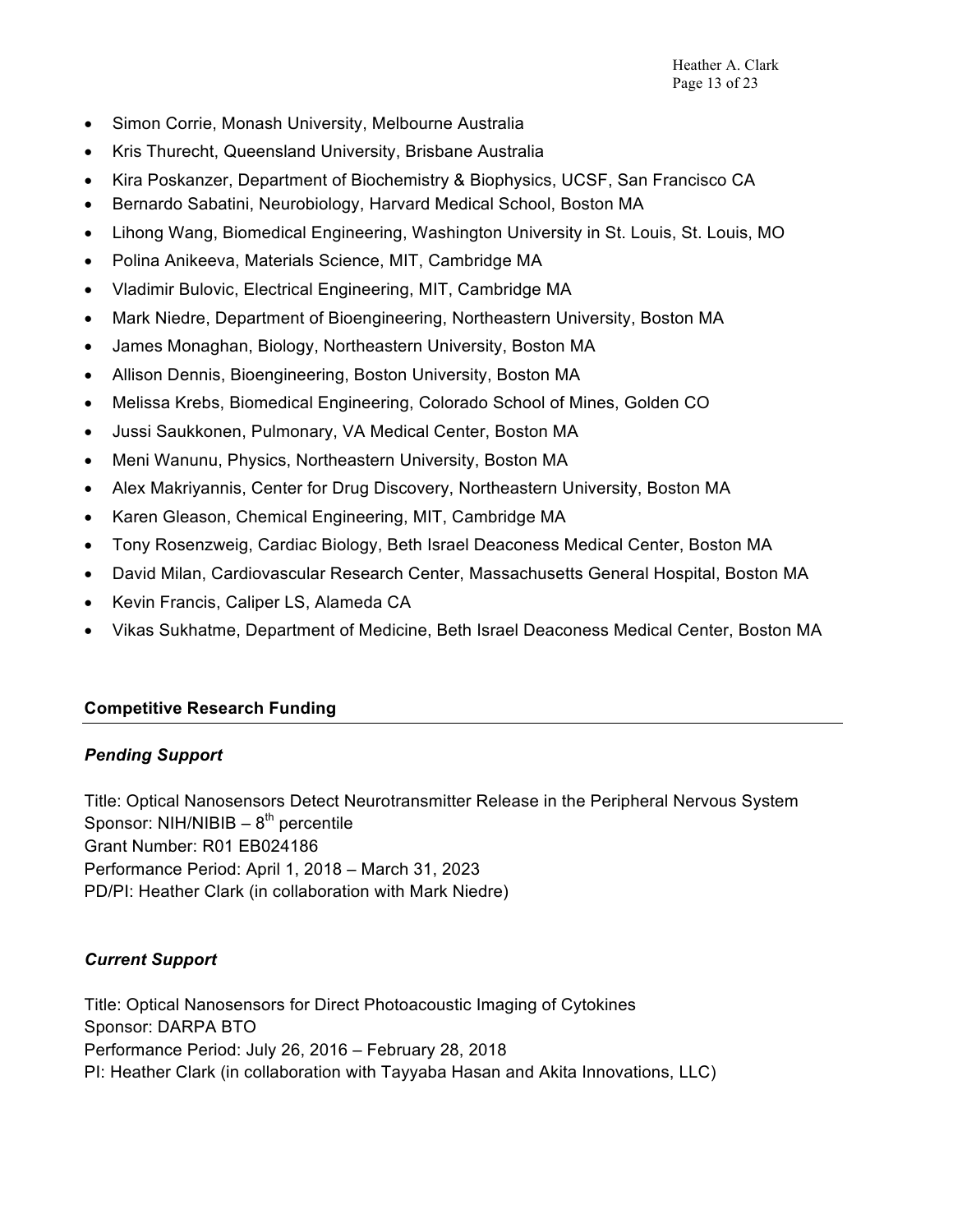- Simon Corrie, Monash University, Melbourne Australia
- Kris Thurecht, Queensland University, Brisbane Australia
- Kira Poskanzer, Department of Biochemistry & Biophysics, UCSF, San Francisco CA
- Bernardo Sabatini, Neurobiology, Harvard Medical School, Boston MA
- Lihong Wang, Biomedical Engineering, Washington University in St. Louis, St. Louis, MO
- Polina Anikeeva, Materials Science, MIT, Cambridge MA
- Vladimir Bulovic, Electrical Engineering, MIT, Cambridge MA
- Mark Niedre, Department of Bioengineering, Northeastern University, Boston MA
- James Monaghan, Biology, Northeastern University, Boston MA
- Allison Dennis, Bioengineering, Boston University, Boston MA
- Melissa Krebs, Biomedical Engineering, Colorado School of Mines, Golden CO
- Jussi Saukkonen, Pulmonary, VA Medical Center, Boston MA
- Meni Wanunu, Physics, Northeastern University, Boston MA
- Alex Makriyannis, Center for Drug Discovery, Northeastern University, Boston MA
- Karen Gleason, Chemical Engineering, MIT, Cambridge MA
- Tony Rosenzweig, Cardiac Biology, Beth Israel Deaconess Medical Center, Boston MA
- David Milan, Cardiovascular Research Center, Massachusetts General Hospital, Boston MA
- Kevin Francis, Caliper LS, Alameda CA
- Vikas Sukhatme, Department of Medicine, Beth Israel Deaconess Medical Center, Boston MA

## Competitive Research Funding

### *Pending Support*

Title: Optical Nanosensors Detect Neurotransmitter Release in the Peripheral Nervous System
Sponsor: NIH/NIBIB – 8$^{th}$ percentile
Grant Number: R01 EB024186
Performance Period: April 1, 2018 – March 31, 2023
PD/PI: Heather Clark (in collaboration with Mark Niedre)

### *Current Support*

Title: Optical Nanosensors for Direct Photoacoustic Imaging of Cytokines
Sponsor: DARPA BTO
Performance Period: July 26, 2016 – February 28, 2018
PI: Heather Clark (in collaboration with Tayyaba Hasan and Akita Innovations, LLC)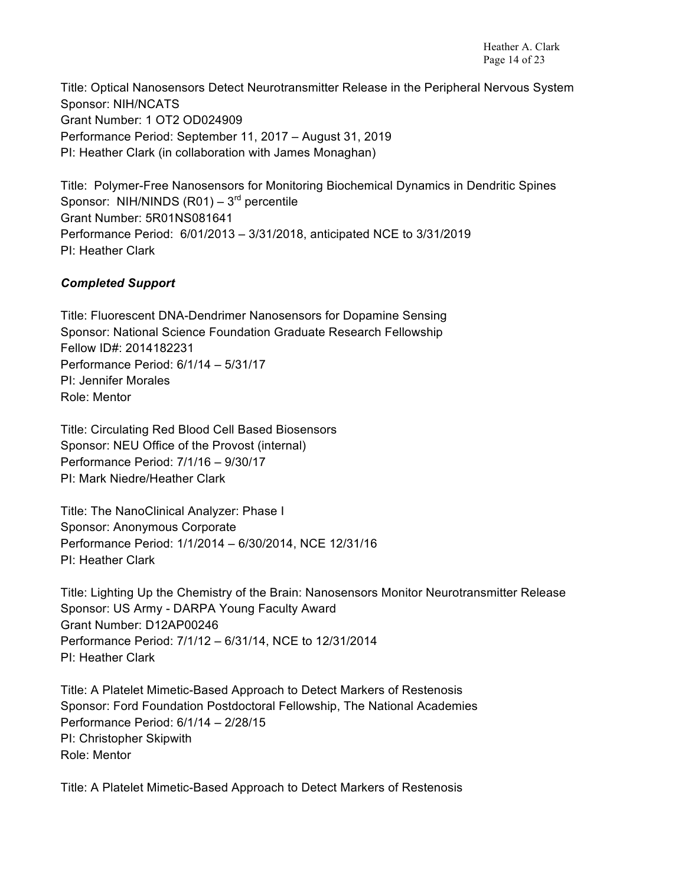Title: Optical Nanosensors Detect Neurotransmitter Release in the Peripheral Nervous System
Sponsor: NIH/NCATS
Grant Number: 1 OT2 OD024909
Performance Period: September 11, 2017 – August 31, 2019
PI: Heather Clark (in collaboration with James Monaghan)

Title: Polymer-Free Nanosensors for Monitoring Biochemical Dynamics in Dendritic Spines
Sponsor: NIH/NINDS (R01) – 3rd percentile
Grant Number: 5R01NS081641
Performance Period: 6/01/2013 – 3/31/2018, anticipated NCE to 3/31/2019
PI: Heather Clark

***Completed Support***

Title: Fluorescent DNA-Dendrimer Nanosensors for Dopamine Sensing
Sponsor: National Science Foundation Graduate Research Fellowship
Fellow ID#: 2014182231
Performance Period: 6/1/14 – 5/31/17
PI: Jennifer Morales
Role: Mentor

Title: Circulating Red Blood Cell Based Biosensors
Sponsor: NEU Office of the Provost (internal)
Performance Period: 7/1/16 – 9/30/17
PI: Mark Niedre/Heather Clark

Title: The NanoClinical Analyzer: Phase I
Sponsor: Anonymous Corporate
Performance Period: 1/1/2014 – 6/30/2014, NCE 12/31/16
PI: Heather Clark

Title: Lighting Up the Chemistry of the Brain: Nanosensors Monitor Neurotransmitter Release
Sponsor: US Army - DARPA Young Faculty Award
Grant Number: D12AP00246
Performance Period: 7/1/12 – 6/31/14, NCE to 12/31/2014
PI: Heather Clark

Title: A Platelet Mimetic-Based Approach to Detect Markers of Restenosis
Sponsor: Ford Foundation Postdoctoral Fellowship, The National Academies
Performance Period: 6/1/14 – 2/28/15
PI: Christopher Skipwith
Role: Mentor

Title: A Platelet Mimetic-Based Approach to Detect Markers of Restenosis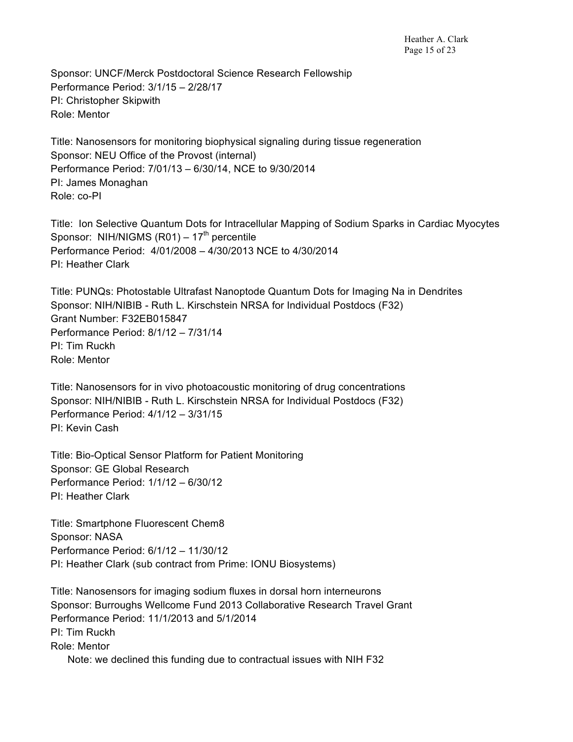Sponsor: UNCF/Merck Postdoctoral Science Research Fellowship
Performance Period: 3/1/15 – 2/28/17
PI: Christopher Skipwith
Role: Mentor

Title: Nanosensors for monitoring biophysical signaling during tissue regeneration
Sponsor: NEU Office of the Provost (internal)
Performance Period: 7/01/13 – 6/30/14, NCE to 9/30/2014
PI: James Monaghan
Role: co-PI

Title: Ion Selective Quantum Dots for Intracellular Mapping of Sodium Sparks in Cardiac Myocytes
Sponsor: NIH/NIGMS (R01) – 17th percentile
Performance Period: 4/01/2008 – 4/30/2013 NCE to 4/30/2014
PI: Heather Clark

Title: PUNQs: Photostable Ultrafast Nanoptode Quantum Dots for Imaging Na in Dendrites
Sponsor: NIH/NIBIB - Ruth L. Kirschstein NRSA for Individual Postdocs (F32)
Grant Number: F32EB015847
Performance Period: 8/1/12 – 7/31/14
PI: Tim Ruckh
Role: Mentor

Title: Nanosensors for in vivo photoacoustic monitoring of drug concentrations
Sponsor: NIH/NIBIB - Ruth L. Kirschstein NRSA for Individual Postdocs (F32)
Performance Period: 4/1/12 – 3/31/15
PI: Kevin Cash

Title: Bio-Optical Sensor Platform for Patient Monitoring
Sponsor: GE Global Research
Performance Period: 1/1/12 – 6/30/12
PI: Heather Clark

Title: Smartphone Fluorescent Chem8
Sponsor: NASA
Performance Period: 6/1/12 – 11/30/12
PI: Heather Clark (sub contract from Prime: IONU Biosystems)

Title: Nanosensors for imaging sodium fluxes in dorsal horn interneurons
Sponsor: Burroughs Wellcome Fund 2013 Collaborative Research Travel Grant
Performance Period: 11/1/2013 and 5/1/2014
PI: Tim Ruckh
Role: Mentor
Note: we declined this funding due to contractual issues with NIH F32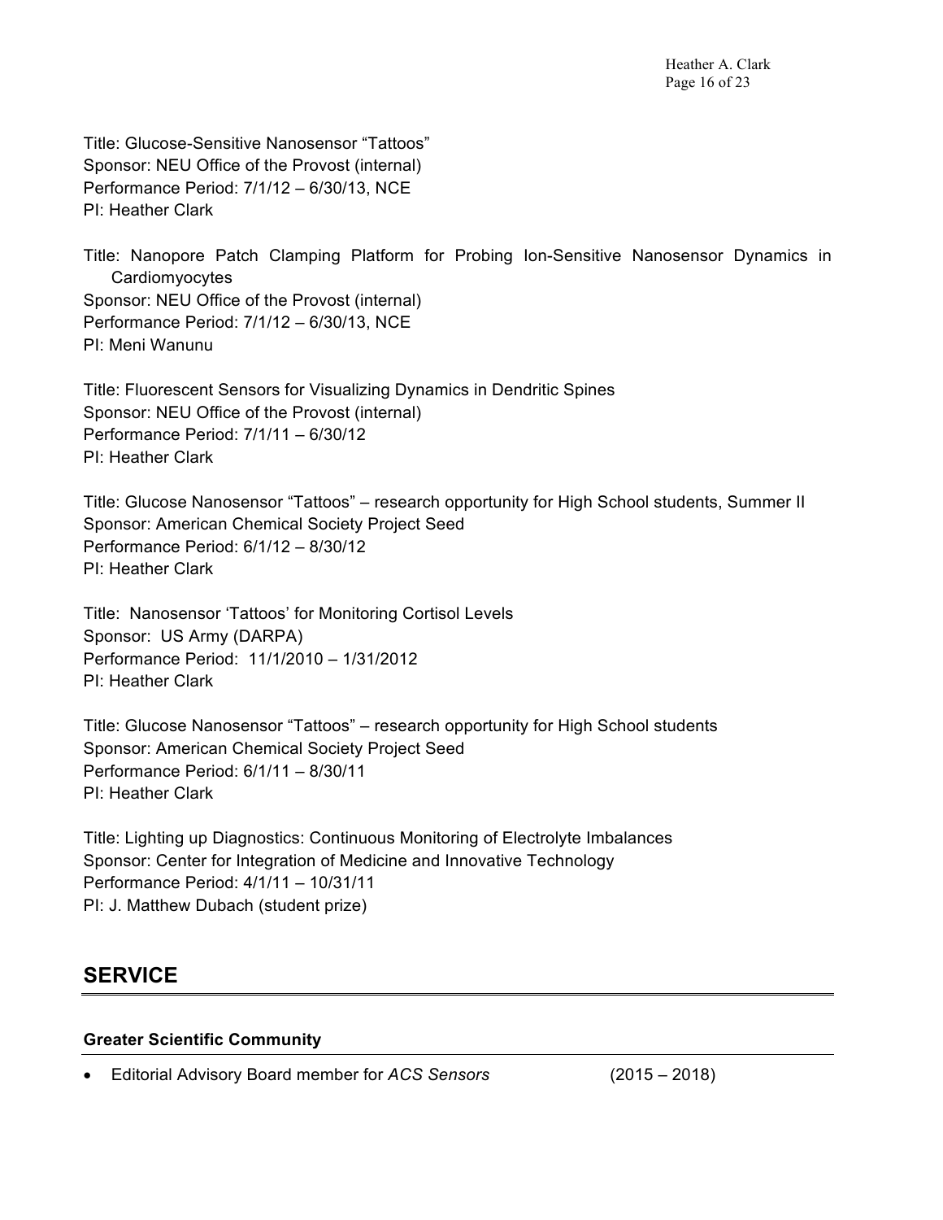Title: Glucose-Sensitive Nanosensor “Tattoos”
Sponsor: NEU Office of the Provost (internal)
Performance Period: 7/1/12 – 6/30/13, NCE
PI: Heather Clark

Title: Nanopore Patch Clamping Platform for Probing Ion-Sensitive Nanosensor Dynamics in Cardiomyocytes
Sponsor: NEU Office of the Provost (internal)
Performance Period: 7/1/12 – 6/30/13, NCE
PI: Meni Wanunu

Title: Fluorescent Sensors for Visualizing Dynamics in Dendritic Spines
Sponsor: NEU Office of the Provost (internal)
Performance Period: 7/1/11 – 6/30/12
PI: Heather Clark

Title: Glucose Nanosensor “Tattoos” – research opportunity for High School students, Summer II
Sponsor: American Chemical Society Project Seed
Performance Period: 6/1/12 – 8/30/12
PI: Heather Clark

Title: Nanosensor ‘Tattoos’ for Monitoring Cortisol Levels
Sponsor: US Army (DARPA)
Performance Period: 11/1/2010 – 1/31/2012
PI: Heather Clark

Title: Glucose Nanosensor “Tattoos” – research opportunity for High School students
Sponsor: American Chemical Society Project Seed
Performance Period: 6/1/11 – 8/30/11
PI: Heather Clark

Title: Lighting up Diagnostics: Continuous Monitoring of Electrolyte Imbalances
Sponsor: Center for Integration of Medicine and Innovative Technology
Performance Period: 4/1/11 – 10/31/11
PI: J. Matthew Dubach (student prize)

## SERVICE

### Greater Scientific Community

- Editorial Advisory Board member for *ACS Sensors* (2015 – 2018)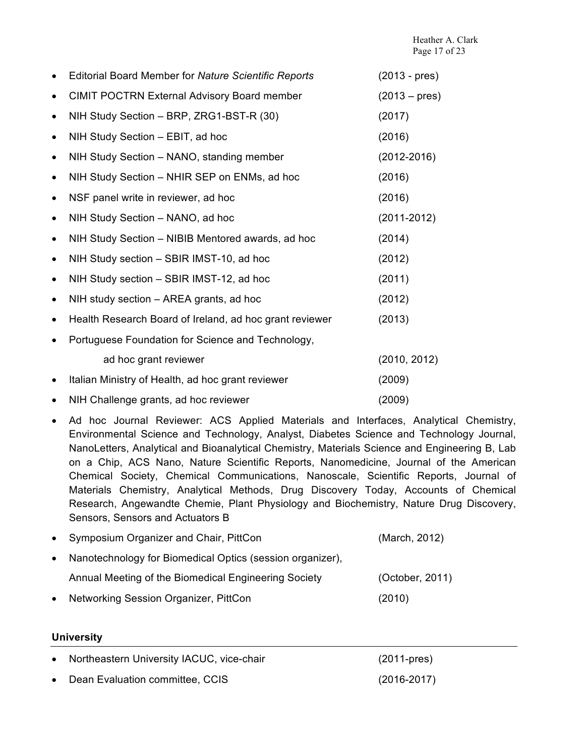- Editorial Board Member for *Nature Scientific Reports* (2013 - pres)
- CIMIT POCTRN External Advisory Board member (2013 – pres)
- NIH Study Section – BRP, ZRG1-BST-R (30) (2017)
- NIH Study Section – EBIT, ad hoc (2016)
- NIH Study Section – NANO, standing member (2012-2016)
- NIH Study Section – NHIR SEP on ENMs, ad hoc (2016)
- NSF panel write in reviewer, ad hoc (2016)
- NIH Study Section – NANO, ad hoc (2011-2012)
- NIH Study Section – NIBIB Mentored awards, ad hoc (2014)
- NIH Study section – SBIR IMST-10, ad hoc (2012)
- NIH Study section – SBIR IMST-12, ad hoc (2011)
- NIH study section – AREA grants, ad hoc (2012)
- Health Research Board of Ireland, ad hoc grant reviewer (2013)
- Portuguese Foundation for Science and Technology, ad hoc grant reviewer (2010, 2012)
- Italian Ministry of Health, ad hoc grant reviewer (2009)
- NIH Challenge grants, ad hoc reviewer (2009)
- Ad hoc Journal Reviewer: ACS Applied Materials and Interfaces, Analytical Chemistry, Environmental Science and Technology, Analyst, Diabetes Science and Technology Journal, NanoLetters, Analytical and Bioanalytical Chemistry, Materials Science and Engineering B, Lab on a Chip, ACS Nano, Nature Scientific Reports, Nanomedicine, Journal of the American Chemical Society, Chemical Communications, Nanoscale, Scientific Reports, Journal of Materials Chemistry, Analytical Methods, Drug Discovery Today, Accounts of Chemical Research, Angewandte Chemie, Plant Physiology and Biochemistry, Nature Drug Discovery, Sensors, Sensors and Actuators B
- Symposium Organizer and Chair, PittCon (March, 2012)
- Nanotechnology for Biomedical Optics (session organizer), Annual Meeting of the Biomedical Engineering Society (October, 2011)
- Networking Session Organizer, PittCon (2010)

**University**

- Northeastern University IACUC, vice-chair (2011-pres)
- Dean Evaluation committee, CCIS (2016-2017)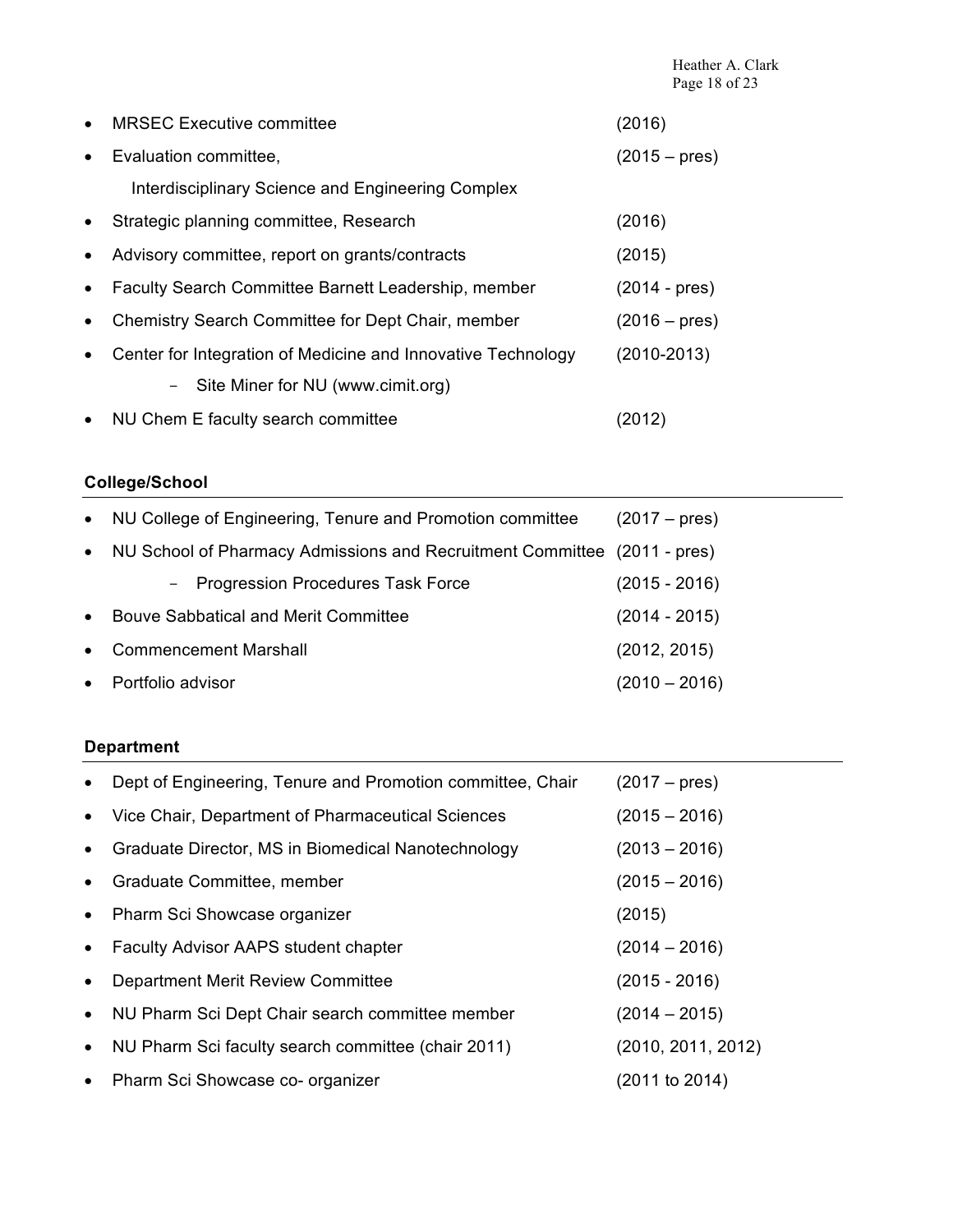- MRSEC Executive committee (2016)
- Evaluation committee, Interdisciplinary Science and Engineering Complex (2015 – pres)
- Strategic planning committee, Research (2016)
- Advisory committee, report on grants/contracts (2015)
- Faculty Search Committee Barnett Leadership, member (2014 - pres)
- Chemistry Search Committee for Dept Chair, member (2016 – pres)
- Center for Integration of Medicine and Innovative Technology (2010-2013)
  - Site Miner for NU (www.cimit.org)
- NU Chem E faculty search committee (2012)

### College/School

- NU College of Engineering, Tenure and Promotion committee (2017 – pres)
- NU School of Pharmacy Admissions and Recruitment Committee (2011 - pres)
  - Progression Procedures Task Force (2015 - 2016)
- Bouve Sabbatical and Merit Committee (2014 - 2015)
- Commencement Marshall (2012, 2015)
- Portfolio advisor (2010 – 2016)

### Department

- Dept of Engineering, Tenure and Promotion committee, Chair (2017 – pres)
- Vice Chair, Department of Pharmaceutical Sciences (2015 – 2016)
- Graduate Director, MS in Biomedical Nanotechnology (2013 – 2016)
- Graduate Committee, member (2015 – 2016)
- Pharm Sci Showcase organizer (2015)
- Faculty Advisor AAPS student chapter (2014 – 2016)
- Department Merit Review Committee (2015 - 2016)
- NU Pharm Sci Dept Chair search committee member (2014 – 2015)
- NU Pharm Sci faculty search committee (chair 2011) (2010, 2011, 2012)
- Pharm Sci Showcase co- organizer (2011 to 2014)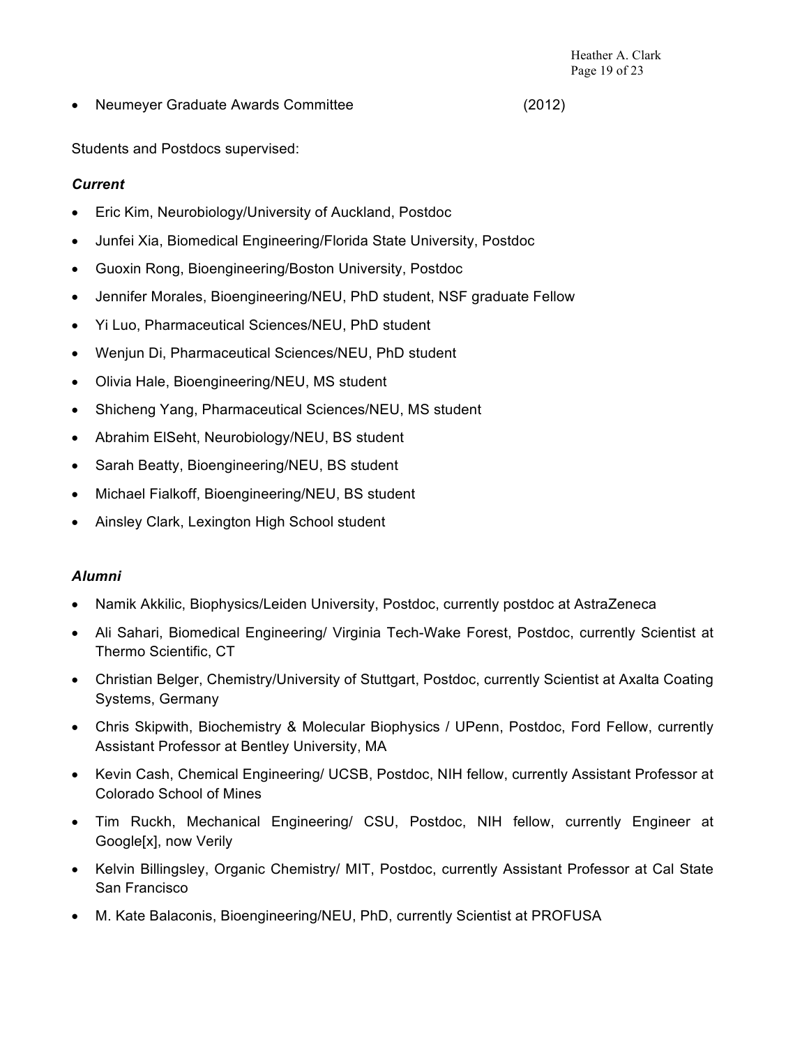- Neumeyer Graduate Awards Committee (2012)

Students and Postdocs supervised:

***Current***

- Eric Kim, Neurobiology/University of Auckland, Postdoc
- Junfei Xia, Biomedical Engineering/Florida State University, Postdoc
- Guoxin Rong, Bioengineering/Boston University, Postdoc
- Jennifer Morales, Bioengineering/NEU, PhD student, NSF graduate Fellow
- Yi Luo, Pharmaceutical Sciences/NEU, PhD student
- Wenjun Di, Pharmaceutical Sciences/NEU, PhD student
- Olivia Hale, Bioengineering/NEU, MS student
- Shicheng Yang, Pharmaceutical Sciences/NEU, MS student
- Abrahim ElSeht, Neurobiology/NEU, BS student
- Sarah Beatty, Bioengineering/NEU, BS student
- Michael Fialkoff, Bioengineering/NEU, BS student
- Ainsley Clark, Lexington High School student

***Alumni***

- Namik Akkilic, Biophysics/Leiden University, Postdoc, currently postdoc at AstraZeneca
- Ali Sahari, Biomedical Engineering/ Virginia Tech-Wake Forest, Postdoc, currently Scientist at Thermo Scientific, CT
- Christian Belger, Chemistry/University of Stuttgart, Postdoc, currently Scientist at Axalta Coating Systems, Germany
- Chris Skipwith, Biochemistry & Molecular Biophysics / UPenn, Postdoc, Ford Fellow, currently Assistant Professor at Bentley University, MA
- Kevin Cash, Chemical Engineering/ UCSB, Postdoc, NIH fellow, currently Assistant Professor at Colorado School of Mines
- Tim Ruckh, Mechanical Engineering/ CSU, Postdoc, NIH fellow, currently Engineer at Google[x], now Verily
- Kelvin Billingsley, Organic Chemistry/ MIT, Postdoc, currently Assistant Professor at Cal State San Francisco
- M. Kate Balaconis, Bioengineering/NEU, PhD, currently Scientist at PROFUSA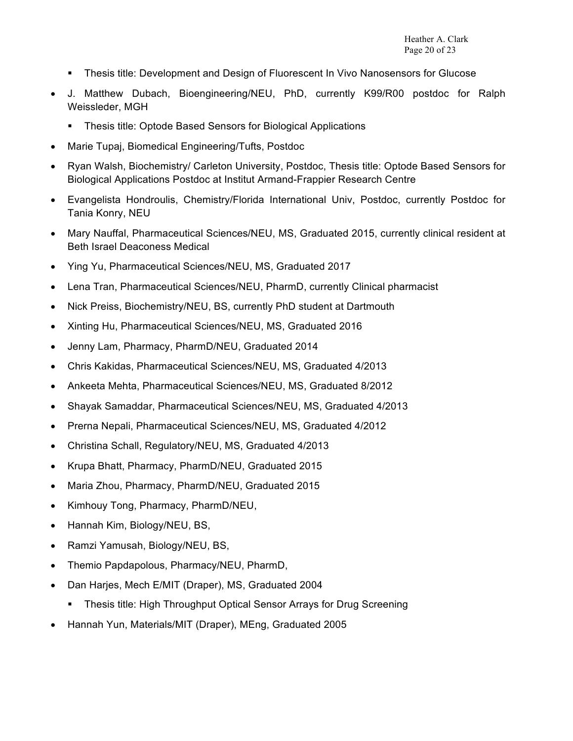- Thesis title: Development and Design of Fluorescent In Vivo Nanosensors for Glucose
- J. Matthew Dubach, Bioengineering/NEU, PhD, currently K99/R00 postdoc for Ralph Weissleder, MGH
    - Thesis title: Optode Based Sensors for Biological Applications
- Marie Tupaj, Biomedical Engineering/Tufts, Postdoc
- Ryan Walsh, Biochemistry/ Carleton University, Postdoc, Thesis title: Optode Based Sensors for Biological Applications Postdoc at Institut Armand-Frappier Research Centre
- Evangelista Hondroulis, Chemistry/Florida International Univ, Postdoc, currently Postdoc for Tania Konry, NEU
- Mary Nauffal, Pharmaceutical Sciences/NEU, MS, Graduated 2015, currently clinical resident at Beth Israel Deaconess Medical
- Ying Yu, Pharmaceutical Sciences/NEU, MS, Graduated 2017
- Lena Tran, Pharmaceutical Sciences/NEU, PharmD, currently Clinical pharmacist
- Nick Preiss, Biochemistry/NEU, BS, currently PhD student at Dartmouth
- Xinting Hu, Pharmaceutical Sciences/NEU, MS, Graduated 2016
- Jenny Lam, Pharmacy, PharmD/NEU, Graduated 2014
- Chris Kakidas, Pharmaceutical Sciences/NEU, MS, Graduated 4/2013
- Ankeeta Mehta, Pharmaceutical Sciences/NEU, MS, Graduated 8/2012
- Shayak Samaddar, Pharmaceutical Sciences/NEU, MS, Graduated 4/2013
- Prerna Nepali, Pharmaceutical Sciences/NEU, MS, Graduated 4/2012
- Christina Schall, Regulatory/NEU, MS, Graduated 4/2013
- Krupa Bhatt, Pharmacy, PharmD/NEU, Graduated 2015
- Maria Zhou, Pharmacy, PharmD/NEU, Graduated 2015
- Kimhouy Tong, Pharmacy, PharmD/NEU,
- Hannah Kim, Biology/NEU, BS,
- Ramzi Yamusah, Biology/NEU, BS,
- Themio Papdapolous, Pharmacy/NEU, PharmD,
- Dan Harjes, Mech E/MIT (Draper), MS, Graduated 2004
    - Thesis title: High Throughput Optical Sensor Arrays for Drug Screening
- Hannah Yun, Materials/MIT (Draper), MEng, Graduated 2005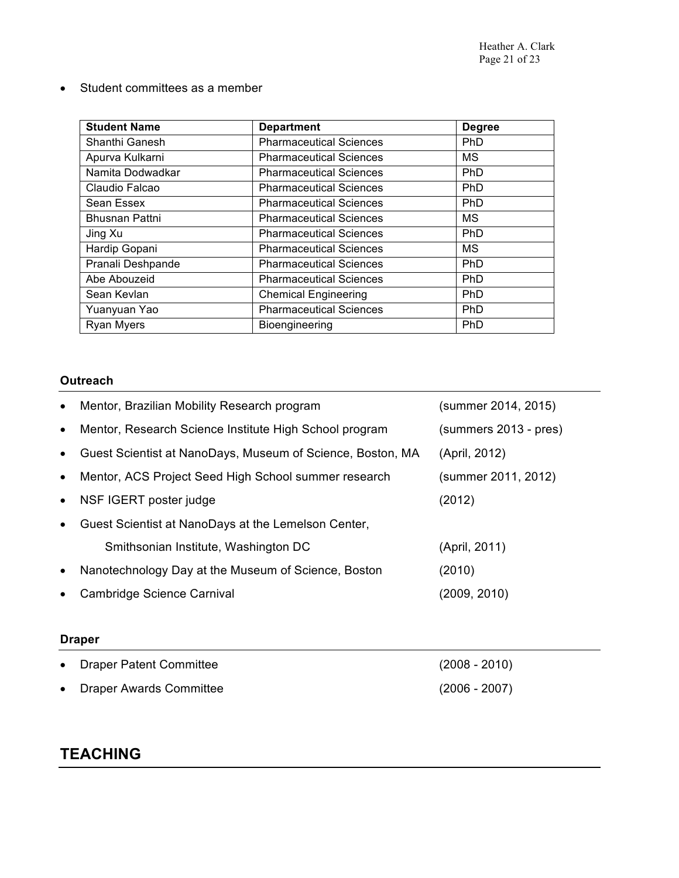- Student committees as a member

| Student Name | Department | Degree |
|---|---|---|
| Shanthi Ganesh | Pharmaceutical Sciences | PhD |
| Apurva Kulkarni | Pharmaceutical Sciences | MS |
| Namita Dodwadkar | Pharmaceutical Sciences | PhD |
| Claudio Falcao | Pharmaceutical Sciences | PhD |
| Sean Essex | Pharmaceutical Sciences | PhD |
| Bhusnan Pattni | Pharmaceutical Sciences | MS |
| Jing Xu | Pharmaceutical Sciences | PhD |
| Hardip Gopani | Pharmaceutical Sciences | MS |
| Pranali Deshpande | Pharmaceutical Sciences | PhD |
| Abe Abouzeid | Pharmaceutical Sciences | PhD |
| Sean Kevlan | Chemical Engineering | PhD |
| Yuanyuan Yao | Pharmaceutical Sciences | PhD |
| Ryan Myers | Bioengineering | PhD |

### Outreach

- Mentor, Brazilian Mobility Research program (summer 2014, 2015)
- Mentor, Research Science Institute High School program (summers 2013 - pres)
- Guest Scientist at NanoDays, Museum of Science, Boston, MA (April, 2012)
- Mentor, ACS Project Seed High School summer research (summer 2011, 2012)
- NSF IGERT poster judge (2012)
- Guest Scientist at NanoDays at the Lemelson Center, Smithsonian Institute, Washington DC (April, 2011)
- Nanotechnology Day at the Museum of Science, Boston (2010)
- Cambridge Science Carnival (2009, 2010)

### Draper

- Draper Patent Committee (2008 - 2010)
- Draper Awards Committee (2006 - 2007)

## TEACHING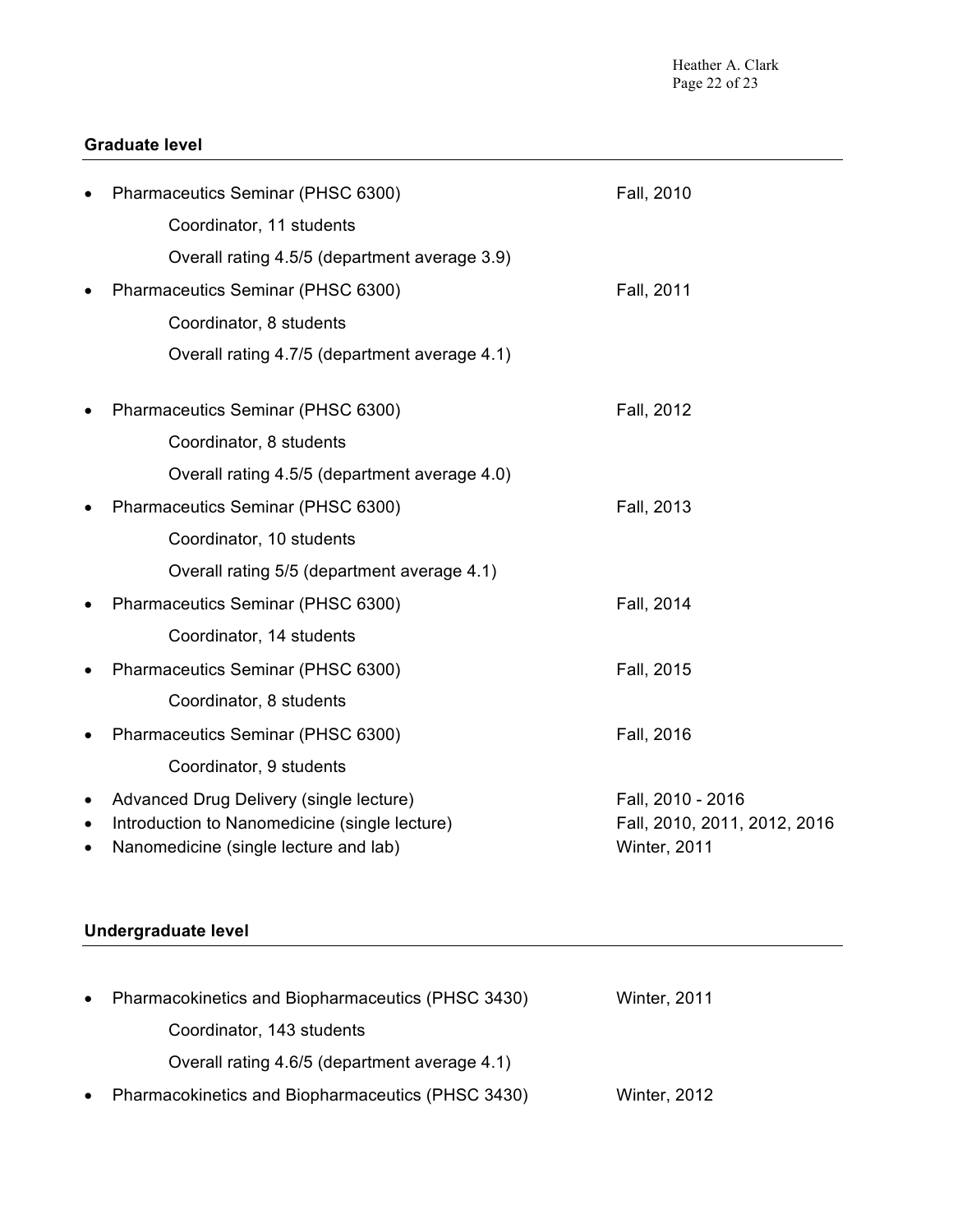### Graduate level

- Pharmaceutics Seminar (PHSC 6300) — Fall, 2010
  - Coordinator, 11 students
  - Overall rating 4.5/5 (department average 3.9)
- Pharmaceutics Seminar (PHSC 6300) — Fall, 2011
  - Coordinator, 8 students
  - Overall rating 4.7/5 (department average 4.1)
- Pharmaceutics Seminar (PHSC 6300) — Fall, 2012
  - Coordinator, 8 students
  - Overall rating 4.5/5 (department average 4.0)
- Pharmaceutics Seminar (PHSC 6300) — Fall, 2013
  - Coordinator, 10 students
  - Overall rating 5/5 (department average 4.1)
- Pharmaceutics Seminar (PHSC 6300) — Fall, 2014
  - Coordinator, 14 students
- Pharmaceutics Seminar (PHSC 6300) — Fall, 2015
  - Coordinator, 8 students
- Pharmaceutics Seminar (PHSC 6300) — Fall, 2016
  - Coordinator, 9 students
- Advanced Drug Delivery (single lecture) — Fall, 2010 - 2016
- Introduction to Nanomedicine (single lecture) — Fall, 2010, 2011, 2012, 2016
- Nanomedicine (single lecture and lab) — Winter, 2011

### Undergraduate level

- Pharmacokinetics and Biopharmaceutics (PHSC 3430) — Winter, 2011
  - Coordinator, 143 students
  - Overall rating 4.6/5 (department average 4.1)
- Pharmacokinetics and Biopharmaceutics (PHSC 3430) — Winter, 2012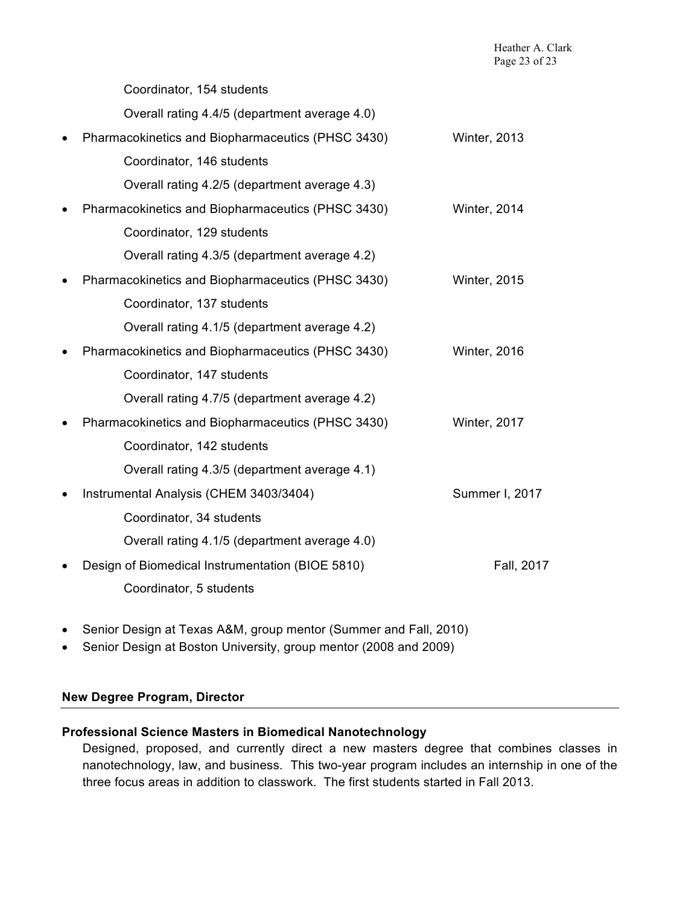Coordinator, 154 students

Overall rating 4.4/5 (department average 4.0)

- Pharmacokinetics and Biopharmaceutics (PHSC 3430) Winter, 2013

  Coordinator, 146 students

  Overall rating 4.2/5 (department average 4.3)

- Pharmacokinetics and Biopharmaceutics (PHSC 3430) Winter, 2014

  Coordinator, 129 students

  Overall rating 4.3/5 (department average 4.2)

- Pharmacokinetics and Biopharmaceutics (PHSC 3430) Winter, 2015

  Coordinator, 137 students

  Overall rating 4.1/5 (department average 4.2)

- Pharmacokinetics and Biopharmaceutics (PHSC 3430) Winter, 2016

  Coordinator, 147 students

  Overall rating 4.7/5 (department average 4.2)

- Pharmacokinetics and Biopharmaceutics (PHSC 3430) Winter, 2017

  Coordinator, 142 students

  Overall rating 4.3/5 (department average 4.1)

- Instrumental Analysis (CHEM 3403/3404) Summer I, 2017

  Coordinator, 34 students

  Overall rating 4.1/5 (department average 4.0)

- Design of Biomedical Instrumentation (BIOE 5810) Fall, 2017

  Coordinator, 5 students

- Senior Design at Texas A&M, group mentor (Summer and Fall, 2010)
- Senior Design at Boston University, group mentor (2008 and 2009)

## New Degree Program, Director

### Professional Science Masters in Biomedical Nanotechnology

Designed, proposed, and currently direct a new masters degree that combines classes in nanotechnology, law, and business. This two-year program includes an internship in one of the three focus areas in addition to classwork. The first students started in Fall 2013.